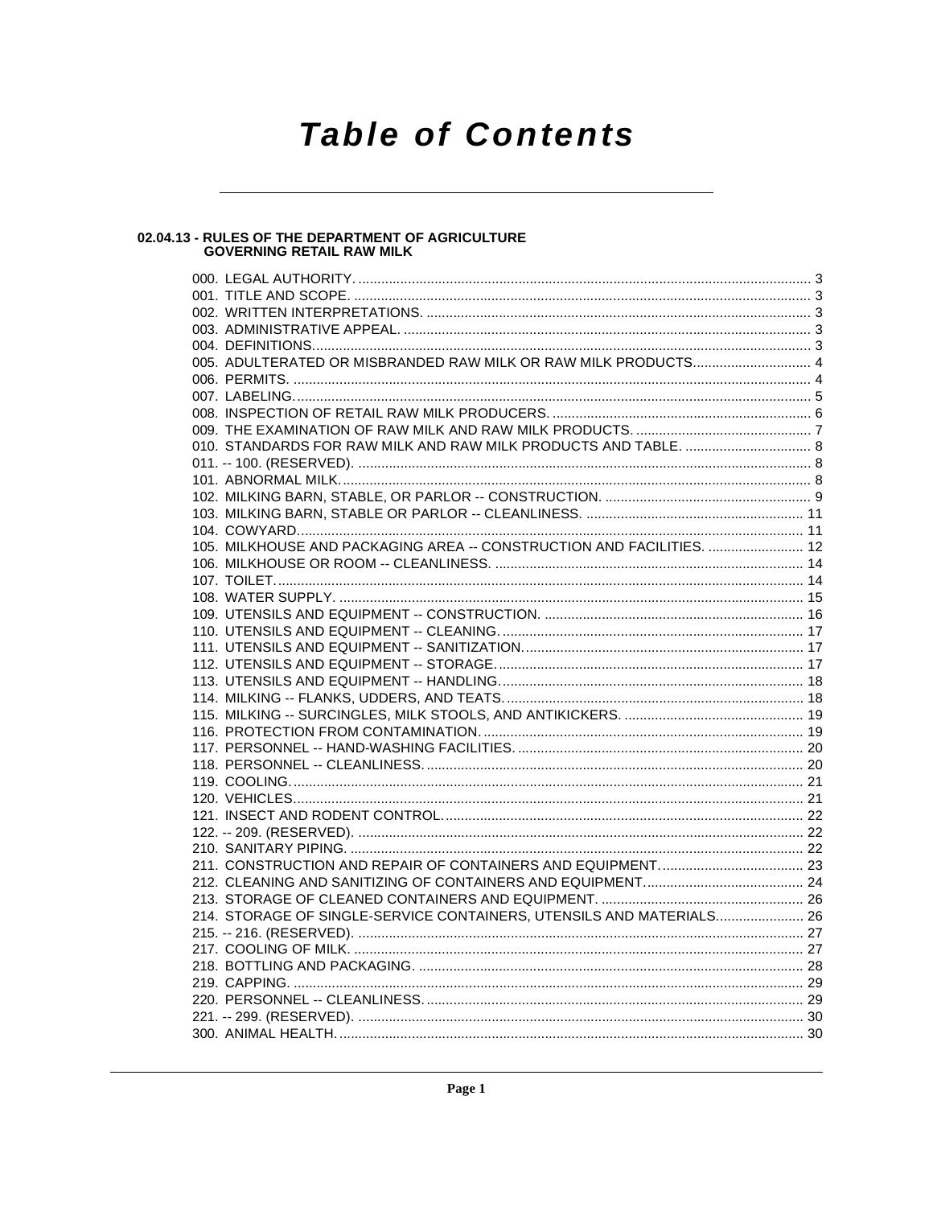# Table of Contents

## 02.04.13 - RULES OF THE DEPARTMENT OF AGRICULTURE GOVERNING RETAIL RAW MILK

000. LEGAL AUTHORITY. .................................................. 3
001. TITLE AND SCOPE. .................................................. 3
002. WRITTEN INTERPRETATIONS. .................................................. 3
003. ADMINISTRATIVE APPEAL. .................................................. 3
004. DEFINITIONS. .................................................. 3
005. ADULTERATED OR MISBRANDED RAW MILK OR RAW MILK PRODUCTS. .................................................. 4
006. PERMITS. .................................................. 4
007. LABELING. .................................................. 5
008. INSPECTION OF RETAIL RAW MILK PRODUCERS. .................................................. 6
009. THE EXAMINATION OF RAW MILK AND RAW MILK PRODUCTS. .................................................. 7
010. STANDARDS FOR RAW MILK AND RAW MILK PRODUCTS AND TABLE. .................................................. 8
011. -- 100. (RESERVED). .................................................. 8
101. ABNORMAL MILK. .................................................. 8
102. MILKING BARN, STABLE, OR PARLOR -- CONSTRUCTION. .................................................. 9
103. MILKING BARN, STABLE OR PARLOR -- CLEANLINESS. .................................................. 11
104. COWYARD. .................................................. 11
105. MILKHOUSE AND PACKAGING AREA -- CONSTRUCTION AND FACILITIES. .................................................. 12
106. MILKHOUSE OR ROOM -- CLEANLINESS. .................................................. 14
107. TOILET. .................................................. 14
108. WATER SUPPLY. .................................................. 15
109. UTENSILS AND EQUIPMENT -- CONSTRUCTION. .................................................. 16
110. UTENSILS AND EQUIPMENT -- CLEANING. .................................................. 17
111. UTENSILS AND EQUIPMENT -- SANITIZATION. .................................................. 17
112. UTENSILS AND EQUIPMENT -- STORAGE. .................................................. 17
113. UTENSILS AND EQUIPMENT -- HANDLING. .................................................. 18
114. MILKING -- FLANKS, UDDERS, AND TEATS. .................................................. 18
115. MILKING -- SURCINGLES, MILK STOOLS, AND ANTIKICKERS. .................................................. 19
116. PROTECTION FROM CONTAMINATION. .................................................. 19
117. PERSONNEL -- HAND-WASHING FACILITIES. .................................................. 20
118. PERSONNEL -- CLEANLINESS. .................................................. 20
119. COOLING. .................................................. 21
120. VEHICLES. .................................................. 21
121. INSECT AND RODENT CONTROL. .................................................. 22
122. -- 209. (RESERVED). .................................................. 22
210. SANITARY PIPING. .................................................. 22
211. CONSTRUCTION AND REPAIR OF CONTAINERS AND EQUIPMENT. .................................................. 23
212. CLEANING AND SANITIZING OF CONTAINERS AND EQUIPMENT. .................................................. 24
213. STORAGE OF CLEANED CONTAINERS AND EQUIPMENT. .................................................. 26
214. STORAGE OF SINGLE-SERVICE CONTAINERS, UTENSILS AND MATERIALS. .................................................. 26
215. -- 216. (RESERVED). .................................................. 27
217. COOLING OF MILK. .................................................. 27
218. BOTTLING AND PACKAGING. .................................................. 28
219. CAPPING. .................................................. 29
220. PERSONNEL -- CLEANLINESS. .................................................. 29
221. -- 299. (RESERVED). .................................................. 30
300. ANIMAL HEALTH. .................................................. 30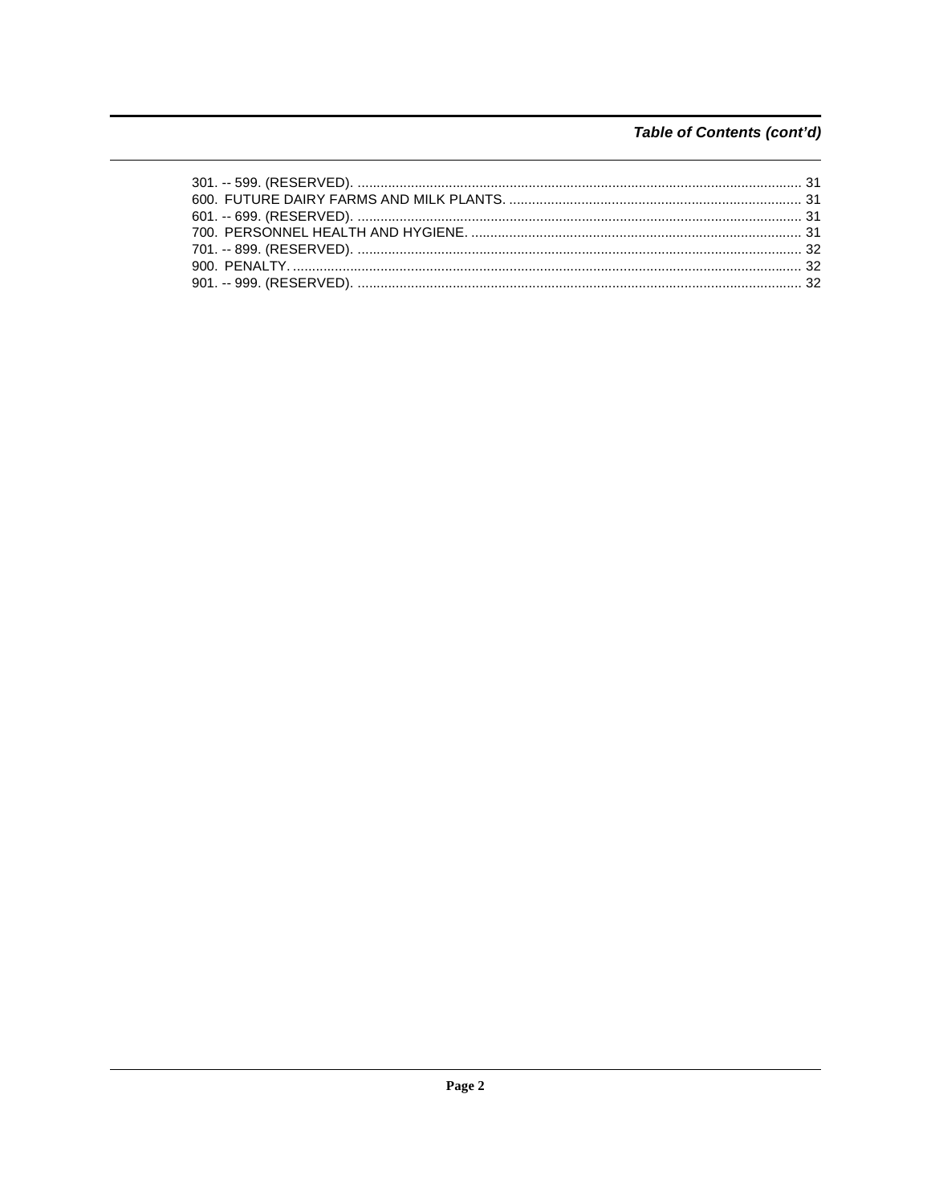## Table of Contents (cont'd)

301. -- 599. (RESERVED). .................................................................................................................... 31
600. FUTURE DAIRY FARMS AND MILK PLANTS. ............................................................................ 31
601. -- 699. (RESERVED). .................................................................................................................... 31
700. PERSONNEL HEALTH AND HYGIENE. ...................................................................................... 31
701. -- 899. (RESERVED). .................................................................................................................... 32
900. PENALTY. ..................................................................................................................................... 32
901. -- 999. (RESERVED). .................................................................................................................... 32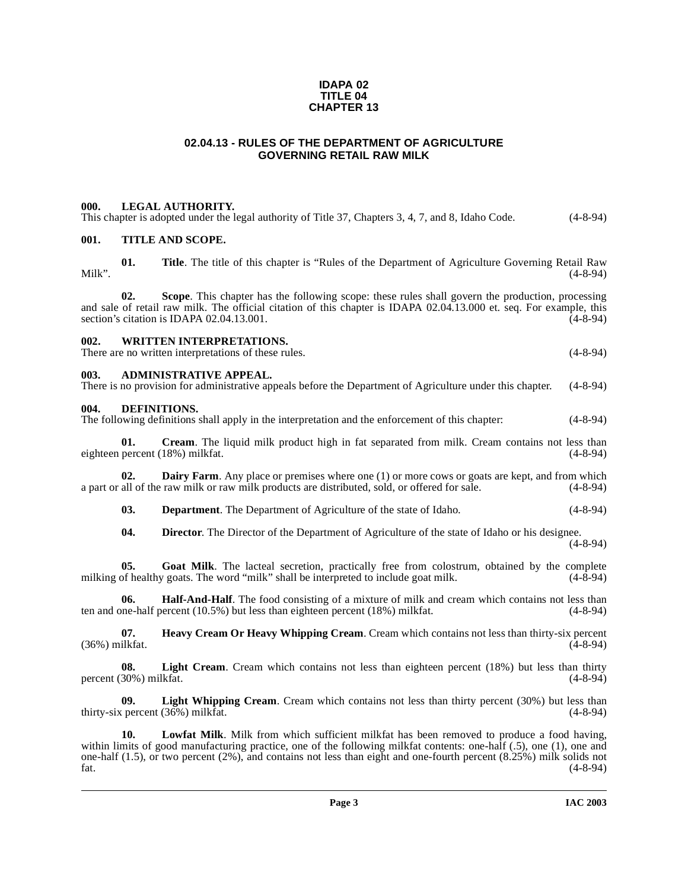**IDAPA 02**
**TITLE 04**
**CHAPTER 13**

# 02.04.13 - RULES OF THE DEPARTMENT OF AGRICULTURE GOVERNING RETAIL RAW MILK

### 000. LEGAL AUTHORITY.

This chapter is adopted under the legal authority of Title 37, Chapters 3, 4, 7, and 8, Idaho Code. (4-8-94)

### 001. TITLE AND SCOPE.

**01. Title**. The title of this chapter is "Rules of the Department of Agriculture Governing Retail Raw Milk". (4-8-94)

**02. Scope**. This chapter has the following scope: these rules shall govern the production, processing and sale of retail raw milk. The official citation of this chapter is IDAPA 02.04.13.000 et. seq. For example, this section's citation is IDAPA 02.04.13.001. (4-8-94)

### 002. WRITTEN INTERPRETATIONS.

There are no written interpretations of these rules. (4-8-94)

### 003. ADMINISTRATIVE APPEAL.

There is no provision for administrative appeals before the Department of Agriculture under this chapter. (4-8-94)

### 004. DEFINITIONS.

The following definitions shall apply in the interpretation and the enforcement of this chapter: (4-8-94)

**01. Cream**. The liquid milk product high in fat separated from milk. Cream contains not less than eighteen percent (18%) milkfat. (4-8-94)

**02. Dairy Farm**. Any place or premises where one (1) or more cows or goats are kept, and from which a part or all of the raw milk or raw milk products are distributed, sold, or offered for sale. (4-8-94)

**03. Department**. The Department of Agriculture of the state of Idaho. (4-8-94)

**04. Director**. The Director of the Department of Agriculture of the state of Idaho or his designee. (4-8-94)

**05. Goat Milk**. The lacteal secretion, practically free from colostrum, obtained by the complete milking of healthy goats. The word "milk" shall be interpreted to include goat milk. (4-8-94)

**06. Half-And-Half**. The food consisting of a mixture of milk and cream which contains not less than ten and one-half percent (10.5%) but less than eighteen percent (18%) milkfat. (4-8-94)

**07. Heavy Cream Or Heavy Whipping Cream**. Cream which contains not less than thirty-six percent (36%) milkfat. (4-8-94)

**08. Light Cream**. Cream which contains not less than eighteen percent (18%) but less than thirty percent (30%) milkfat. (4-8-94)

**09. Light Whipping Cream**. Cream which contains not less than thirty percent (30%) but less than thirty-six percent (36%) milkfat. (4-8-94)

**10. Lowfat Milk**. Milk from which sufficient milkfat has been removed to produce a food having, within limits of good manufacturing practice, one of the following milkfat contents: one-half (.5), one (1), one and one-half (1.5), or two percent (2%), and contains not less than eight and one-fourth percent (8.25%) milk solids not fat. (4-8-94)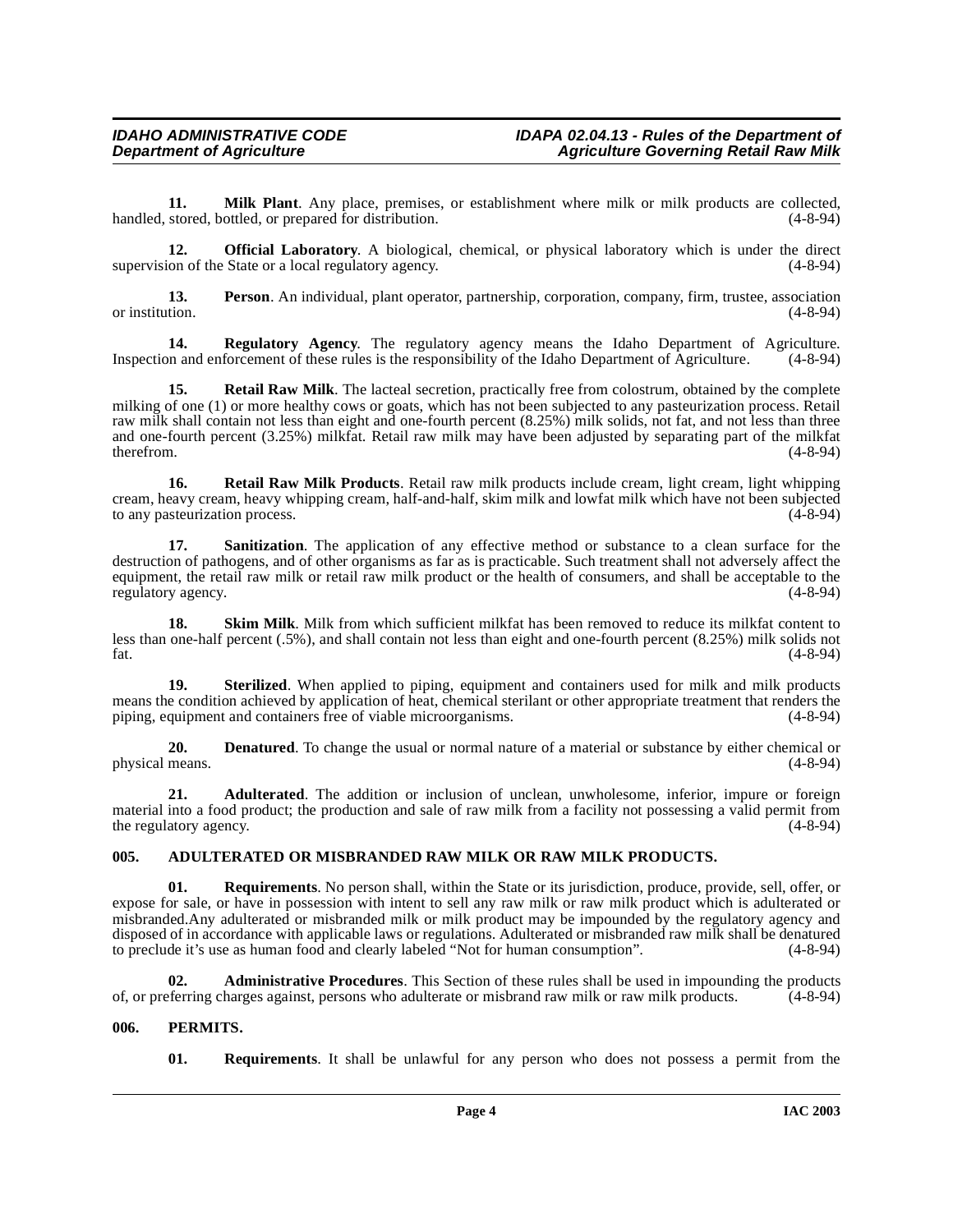**11. Milk Plant**. Any place, premises, or establishment where milk or milk products are collected, handled, stored, bottled, or prepared for distribution. (4-8-94)

**12. Official Laboratory**. A biological, chemical, or physical laboratory which is under the direct supervision of the State or a local regulatory agency. (4-8-94)

**13. Person**. An individual, plant operator, partnership, corporation, company, firm, trustee, association or institution. (4-8-94)

**14. Regulatory Agency**. The regulatory agency means the Idaho Department of Agriculture. Inspection and enforcement of these rules is the responsibility of the Idaho Department of Agriculture. (4-8-94)

**15. Retail Raw Milk**. The lacteal secretion, practically free from colostrum, obtained by the complete milking of one (1) or more healthy cows or goats, which has not been subjected to any pasteurization process. Retail raw milk shall contain not less than eight and one-fourth percent (8.25%) milk solids, not fat, and not less than three and one-fourth percent (3.25%) milkfat. Retail raw milk may have been adjusted by separating part of the milkfat therefrom. (4-8-94)

**16. Retail Raw Milk Products**. Retail raw milk products include cream, light cream, light whipping cream, heavy cream, heavy whipping cream, half-and-half, skim milk and lowfat milk which have not been subjected to any pasteurization process. (4-8-94)

**17. Sanitization**. The application of any effective method or substance to a clean surface for the destruction of pathogens, and of other organisms as far as is practicable. Such treatment shall not adversely affect the equipment, the retail raw milk or retail raw milk product or the health of consumers, and shall be acceptable to the regulatory agency. (4-8-94)

**18. Skim Milk**. Milk from which sufficient milkfat has been removed to reduce its milkfat content to less than one-half percent (.5%), and shall contain not less than eight and one-fourth percent (8.25%) milk solids not fat. (4-8-94)

**19. Sterilized**. When applied to piping, equipment and containers used for milk and milk products means the condition achieved by application of heat, chemical sterilant or other appropriate treatment that renders the piping, equipment and containers free of viable microorganisms. (4-8-94)

**20. Denatured**. To change the usual or normal nature of a material or substance by either chemical or physical means. (4-8-94)

**21. Adulterated**. The addition or inclusion of unclean, unwholesome, inferior, impure or foreign material into a food product; the production and sale of raw milk from a facility not possessing a valid permit from the regulatory agency. (4-8-94)

## 005. ADULTERATED OR MISBRANDED RAW MILK OR RAW MILK PRODUCTS.

**01. Requirements**. No person shall, within the State or its jurisdiction, produce, provide, sell, offer, or expose for sale, or have in possession with intent to sell any raw milk or raw milk product which is adulterated or misbranded.Any adulterated or misbranded milk or milk product may be impounded by the regulatory agency and disposed of in accordance with applicable laws or regulations. Adulterated or misbranded raw milk shall be denatured to preclude it's use as human food and clearly labeled "Not for human consumption". (4-8-94)

**02. Administrative Procedures**. This Section of these rules shall be used in impounding the products of, or preferring charges against, persons who adulterate or misbrand raw milk or raw milk products. (4-8-94)

## 006. PERMITS.

**01. Requirements**. It shall be unlawful for any person who does not possess a permit from the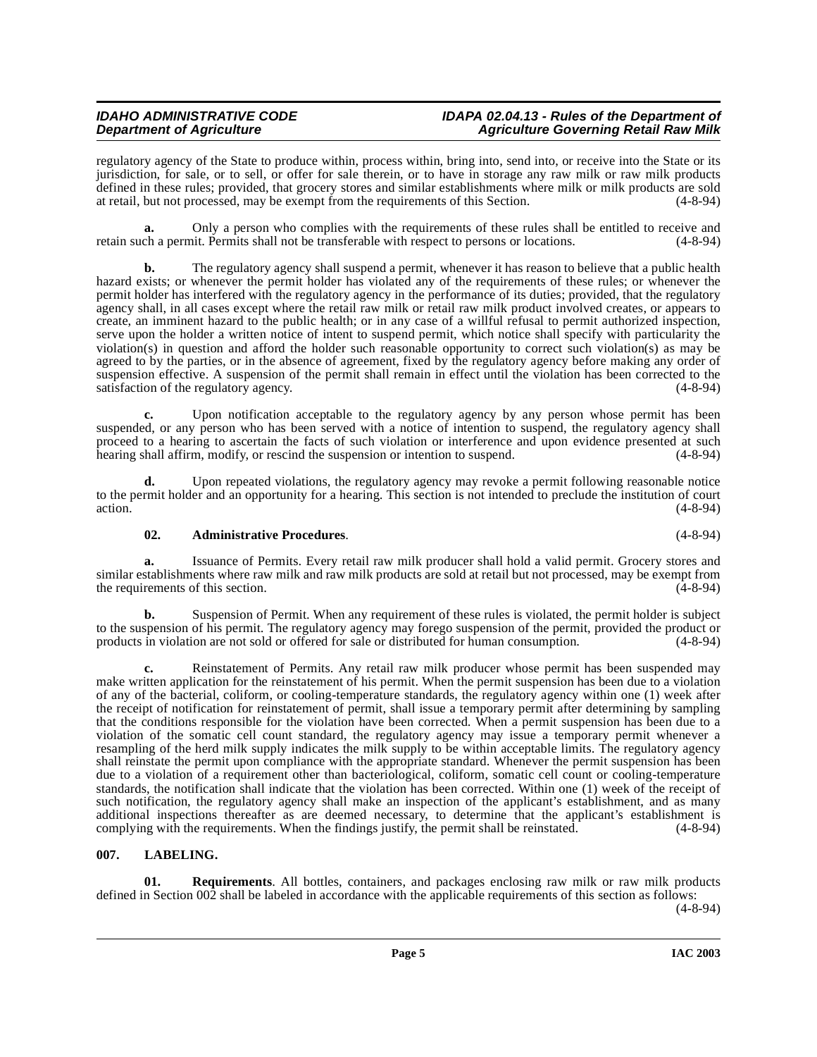regulatory agency of the State to produce within, process within, bring into, send into, or receive into the State or its jurisdiction, for sale, or to sell, or offer for sale therein, or to have in storage any raw milk or raw milk products defined in these rules; provided, that grocery stores and similar establishments where milk or milk products are sold at retail, but not processed, may be exempt from the requirements of this Section. (4-8-94)

**a.** Only a person who complies with the requirements of these rules shall be entitled to receive and retain such a permit. Permits shall not be transferable with respect to persons or locations. (4-8-94)

**b.** The regulatory agency shall suspend a permit, whenever it has reason to believe that a public health hazard exists; or whenever the permit holder has violated any of the requirements of these rules; or whenever the permit holder has interfered with the regulatory agency in the performance of its duties; provided, that the regulatory agency shall, in all cases except where the retail raw milk or retail raw milk product involved creates, or appears to create, an imminent hazard to the public health; or in any case of a willful refusal to permit authorized inspection, serve upon the holder a written notice of intent to suspend permit, which notice shall specify with particularity the violation(s) in question and afford the holder such reasonable opportunity to correct such violation(s) as may be agreed to by the parties, or in the absence of agreement, fixed by the regulatory agency before making any order of suspension effective. A suspension of the permit shall remain in effect until the violation has been corrected to the satisfaction of the regulatory agency. (4-8-94)

**c.** Upon notification acceptable to the regulatory agency by any person whose permit has been suspended, or any person who has been served with a notice of intention to suspend, the regulatory agency shall proceed to a hearing to ascertain the facts of such violation or interference and upon evidence presented at such hearing shall affirm, modify, or rescind the suspension or intention to suspend. (4-8-94)

**d.** Upon repeated violations, the regulatory agency may revoke a permit following reasonable notice to the permit holder and an opportunity for a hearing. This section is not intended to preclude the institution of court action. (4-8-94)

**02. Administrative Procedures**. (4-8-94)

**a.** Issuance of Permits. Every retail raw milk producer shall hold a valid permit. Grocery stores and similar establishments where raw milk and raw milk products are sold at retail but not processed, may be exempt from the requirements of this section. (4-8-94)

**b.** Suspension of Permit. When any requirement of these rules is violated, the permit holder is subject to the suspension of his permit. The regulatory agency may forego suspension of the permit, provided the product or products in violation are not sold or offered for sale or distributed for human consumption. (4-8-94)

**c.** Reinstatement of Permits. Any retail raw milk producer whose permit has been suspended may make written application for the reinstatement of his permit. When the permit suspension has been due to a violation of any of the bacterial, coliform, or cooling-temperature standards, the regulatory agency within one (1) week after the receipt of notification for reinstatement of permit, shall issue a temporary permit after determining by sampling that the conditions responsible for the violation have been corrected. When a permit suspension has been due to a violation of the somatic cell count standard, the regulatory agency may issue a temporary permit whenever a resampling of the herd milk supply indicates the milk supply to be within acceptable limits. The regulatory agency shall reinstate the permit upon compliance with the appropriate standard. Whenever the permit suspension has been due to a violation of a requirement other than bacteriological, coliform, somatic cell count or cooling-temperature standards, the notification shall indicate that the violation has been corrected. Within one (1) week of the receipt of such notification, the regulatory agency shall make an inspection of the applicant's establishment, and as many additional inspections thereafter as are deemed necessary, to determine that the applicant's establishment is complying with the requirements. When the findings justify, the permit shall be reinstated. (4-8-94)

## 007. LABELING.

**01. Requirements**. All bottles, containers, and packages enclosing raw milk or raw milk products defined in Section 002 shall be labeled in accordance with the applicable requirements of this section as follows: (4-8-94)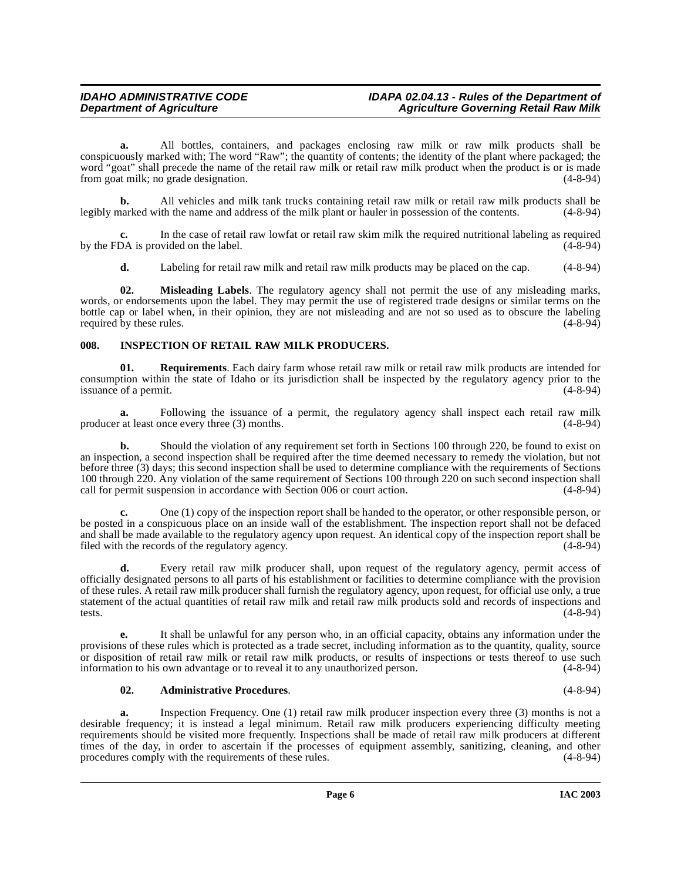**a.** All bottles, containers, and packages enclosing raw milk or raw milk products shall be conspicuously marked with; The word "Raw"; the quantity of contents; the identity of the plant where packaged; the word "goat" shall precede the name of the retail raw milk or retail raw milk product when the product is or is made from goat milk; no grade designation. (4-8-94)

**b.** All vehicles and milk tank trucks containing retail raw milk or retail raw milk products shall be legibly marked with the name and address of the milk plant or hauler in possession of the contents. (4-8-94)

**c.** In the case of retail raw lowfat or retail raw skim milk the required nutritional labeling as required by the FDA is provided on the label. (4-8-94)

**d.** Labeling for retail raw milk and retail raw milk products may be placed on the cap. (4-8-94)

**02. Misleading Labels**. The regulatory agency shall not permit the use of any misleading marks, words, or endorsements upon the label. They may permit the use of registered trade designs or similar terms on the bottle cap or label when, in their opinion, they are not misleading and are not so used as to obscure the labeling required by these rules. (4-8-94)

### 008. INSPECTION OF RETAIL RAW MILK PRODUCERS.

**01. Requirements**. Each dairy farm whose retail raw milk or retail raw milk products are intended for consumption within the state of Idaho or its jurisdiction shall be inspected by the regulatory agency prior to the issuance of a permit. (4-8-94)

**a.** Following the issuance of a permit, the regulatory agency shall inspect each retail raw milk producer at least once every three (3) months. (4-8-94)

**b.** Should the violation of any requirement set forth in Sections 100 through 220, be found to exist on an inspection, a second inspection shall be required after the time deemed necessary to remedy the violation, but not before three (3) days; this second inspection shall be used to determine compliance with the requirements of Sections 100 through 220. Any violation of the same requirement of Sections 100 through 220 on such second inspection shall call for permit suspension in accordance with Section 006 or court action. (4-8-94)

**c.** One (1) copy of the inspection report shall be handed to the operator, or other responsible person, or be posted in a conspicuous place on an inside wall of the establishment. The inspection report shall not be defaced and shall be made available to the regulatory agency upon request. An identical copy of the inspection report shall be filed with the records of the regulatory agency. (4-8-94)

**d.** Every retail raw milk producer shall, upon request of the regulatory agency, permit access of officially designated persons to all parts of his establishment or facilities to determine compliance with the provision of these rules. A retail raw milk producer shall furnish the regulatory agency, upon request, for official use only, a true statement of the actual quantities of retail raw milk and retail raw milk products sold and records of inspections and tests. (4-8-94)

**e.** It shall be unlawful for any person who, in an official capacity, obtains any information under the provisions of these rules which is protected as a trade secret, including information as to the quantity, quality, source or disposition of retail raw milk or retail raw milk products, or results of inspections or tests thereof to use such information to his own advantage or to reveal it to any unauthorized person. (4-8-94)

**02. Administrative Procedures**. (4-8-94)

**a.** Inspection Frequency. One (1) retail raw milk producer inspection every three (3) months is not a desirable frequency; it is instead a legal minimum. Retail raw milk producers experiencing difficulty meeting requirements should be visited more frequently. Inspections shall be made of retail raw milk producers at different times of the day, in order to ascertain if the processes of equipment assembly, sanitizing, cleaning, and other procedures comply with the requirements of these rules. (4-8-94)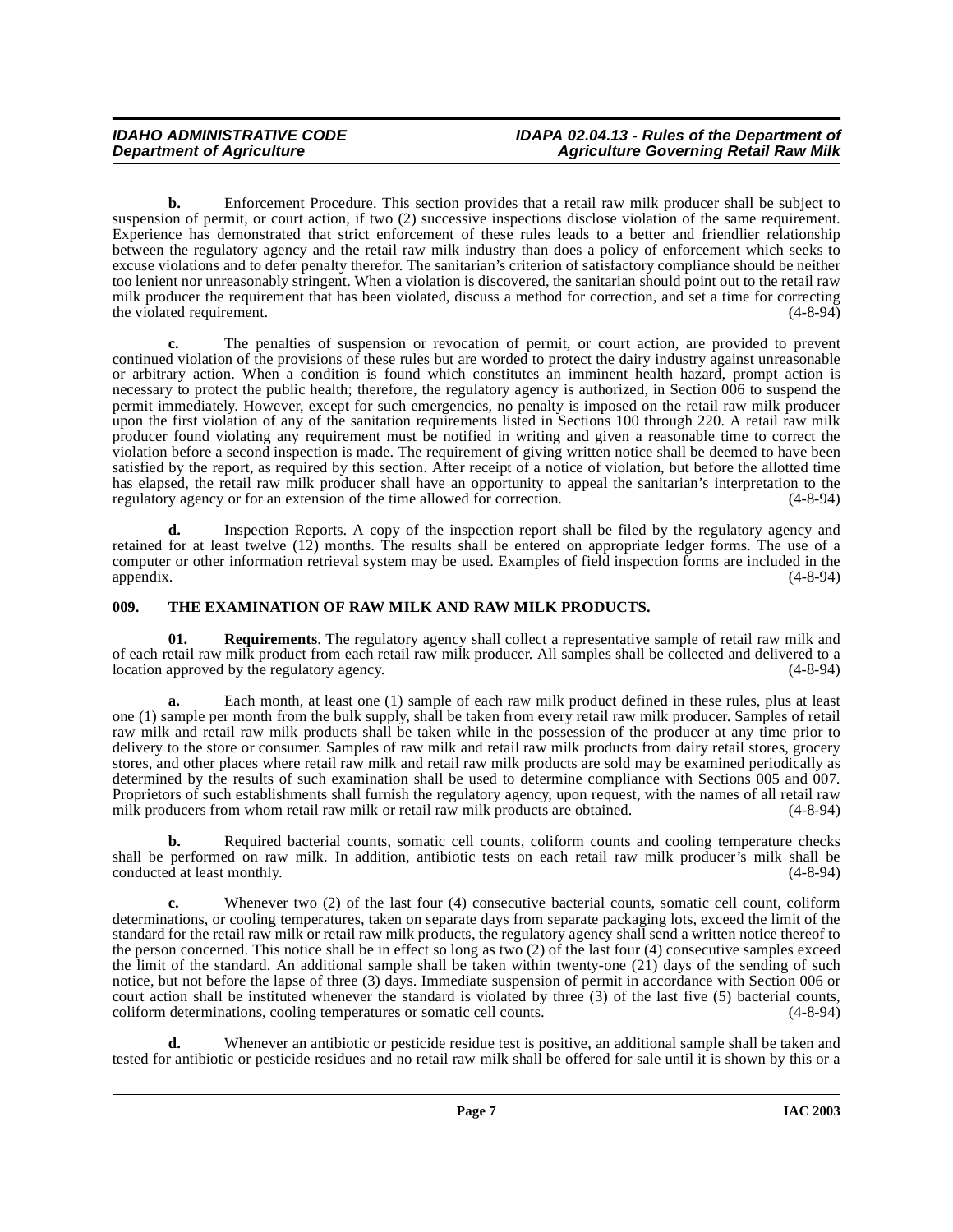**b.** Enforcement Procedure. This section provides that a retail raw milk producer shall be subject to suspension of permit, or court action, if two (2) successive inspections disclose violation of the same requirement. Experience has demonstrated that strict enforcement of these rules leads to a better and friendlier relationship between the regulatory agency and the retail raw milk industry than does a policy of enforcement which seeks to excuse violations and to defer penalty therefor. The sanitarian's criterion of satisfactory compliance should be neither too lenient nor unreasonably stringent. When a violation is discovered, the sanitarian should point out to the retail raw milk producer the requirement that has been violated, discuss a method for correction, and set a time for correcting the violated requirement. (4-8-94)

**c.** The penalties of suspension or revocation of permit, or court action, are provided to prevent continued violation of the provisions of these rules but are worded to protect the dairy industry against unreasonable or arbitrary action. When a condition is found which constitutes an imminent health hazard, prompt action is necessary to protect the public health; therefore, the regulatory agency is authorized, in Section 006 to suspend the permit immediately. However, except for such emergencies, no penalty is imposed on the retail raw milk producer upon the first violation of any of the sanitation requirements listed in Sections 100 through 220. A retail raw milk producer found violating any requirement must be notified in writing and given a reasonable time to correct the violation before a second inspection is made. The requirement of giving written notice shall be deemed to have been satisfied by the report, as required by this section. After receipt of a notice of violation, but before the allotted time has elapsed, the retail raw milk producer shall have an opportunity to appeal the sanitarian's interpretation to the regulatory agency or for an extension of the time allowed for correction. (4-8-94)

**d.** Inspection Reports. A copy of the inspection report shall be filed by the regulatory agency and retained for at least twelve (12) months. The results shall be entered on appropriate ledger forms. The use of a computer or other information retrieval system may be used. Examples of field inspection forms are included in the appendix. (4-8-94)

## 009. THE EXAMINATION OF RAW MILK AND RAW MILK PRODUCTS.

**01. Requirements**. The regulatory agency shall collect a representative sample of retail raw milk and of each retail raw milk product from each retail raw milk producer. All samples shall be collected and delivered to a location approved by the regulatory agency. (4-8-94)

**a.** Each month, at least one (1) sample of each raw milk product defined in these rules, plus at least one (1) sample per month from the bulk supply, shall be taken from every retail raw milk producer. Samples of retail raw milk and retail raw milk products shall be taken while in the possession of the producer at any time prior to delivery to the store or consumer. Samples of raw milk and retail raw milk products from dairy retail stores, grocery stores, and other places where retail raw milk and retail raw milk products are sold may be examined periodically as determined by the results of such examination shall be used to determine compliance with Sections 005 and 007. Proprietors of such establishments shall furnish the regulatory agency, upon request, with the names of all retail raw milk producers from whom retail raw milk or retail raw milk products are obtained. (4-8-94)

**b.** Required bacterial counts, somatic cell counts, coliform counts and cooling temperature checks shall be performed on raw milk. In addition, antibiotic tests on each retail raw milk producer's milk shall be conducted at least monthly. (4-8-94)

**c.** Whenever two (2) of the last four (4) consecutive bacterial counts, somatic cell count, coliform determinations, or cooling temperatures, taken on separate days from separate packaging lots, exceed the limit of the standard for the retail raw milk or retail raw milk products, the regulatory agency shall send a written notice thereof to the person concerned. This notice shall be in effect so long as two (2) of the last four (4) consecutive samples exceed the limit of the standard. An additional sample shall be taken within twenty-one (21) days of the sending of such notice, but not before the lapse of three (3) days. Immediate suspension of permit in accordance with Section 006 or court action shall be instituted whenever the standard is violated by three (3) of the last five (5) bacterial counts, coliform determinations, cooling temperatures or somatic cell counts. (4-8-94)

**d.** Whenever an antibiotic or pesticide residue test is positive, an additional sample shall be taken and tested for antibiotic or pesticide residues and no retail raw milk shall be offered for sale until it is shown by this or a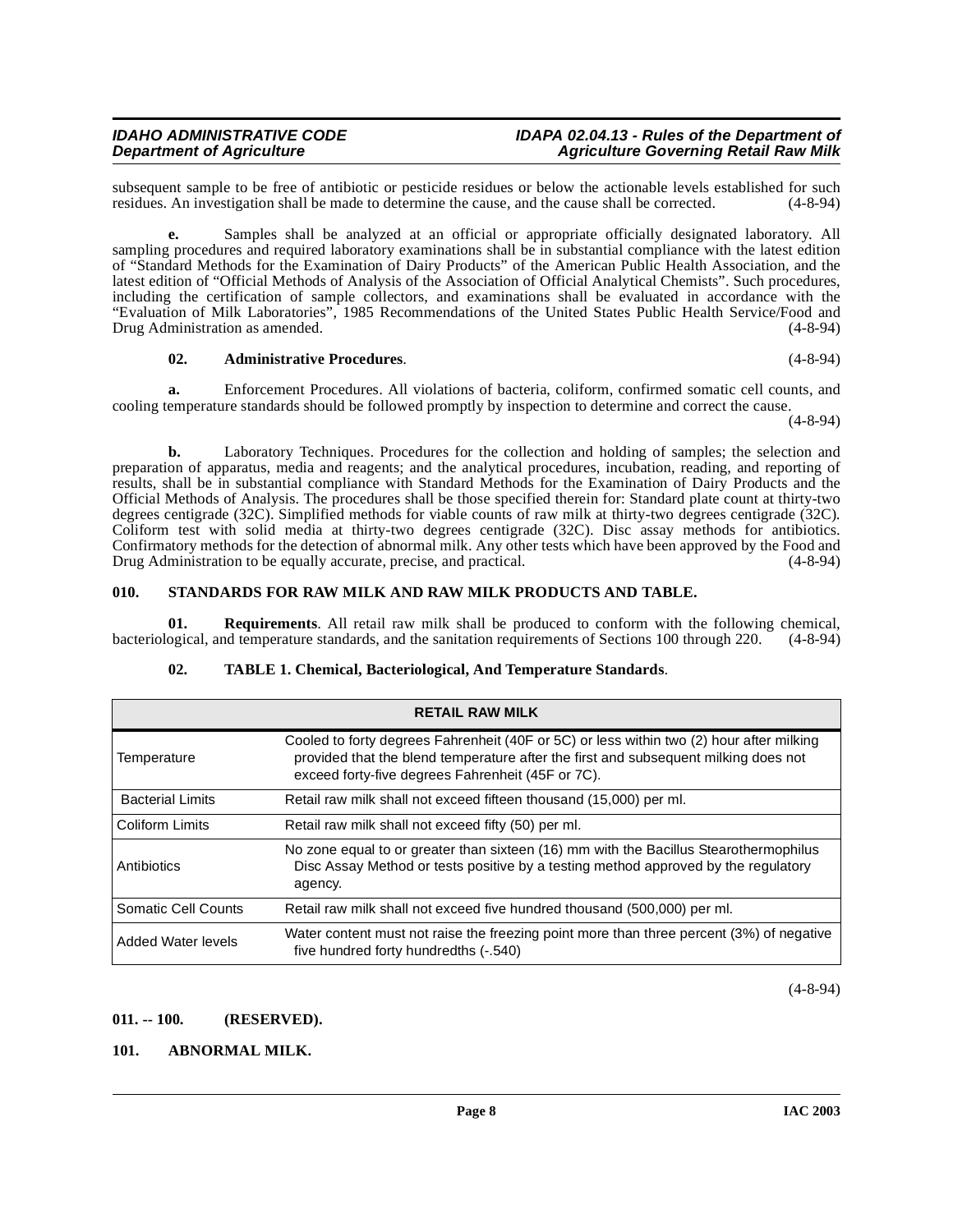subsequent sample to be free of antibiotic or pesticide residues or below the actionable levels established for such residues. An investigation shall be made to determine the cause, and the cause shall be corrected. (4-8-94)

**e.** Samples shall be analyzed at an official or appropriate officially designated laboratory. All sampling procedures and required laboratory examinations shall be in substantial compliance with the latest edition of "Standard Methods for the Examination of Dairy Products" of the American Public Health Association, and the latest edition of "Official Methods of Analysis of the Association of Official Analytical Chemists". Such procedures, including the certification of sample collectors, and examinations shall be evaluated in accordance with the "Evaluation of Milk Laboratories", 1985 Recommendations of the United States Public Health Service/Food and Drug Administration as amended. (4-8-94)

**02. Administrative Procedures**. (4-8-94)

**a.** Enforcement Procedures. All violations of bacteria, coliform, confirmed somatic cell counts, and cooling temperature standards should be followed promptly by inspection to determine and correct the cause. (4-8-94)

**b.** Laboratory Techniques. Procedures for the collection and holding of samples; the selection and preparation of apparatus, media and reagents; and the analytical procedures, incubation, reading, and reporting of results, shall be in substantial compliance with Standard Methods for the Examination of Dairy Products and the Official Methods of Analysis. The procedures shall be those specified therein for: Standard plate count at thirty-two degrees centigrade (32C). Simplified methods for viable counts of raw milk at thirty-two degrees centigrade (32C). Coliform test with solid media at thirty-two degrees centigrade (32C). Disc assay methods for antibiotics. Confirmatory methods for the detection of abnormal milk. Any other tests which have been approved by the Food and Drug Administration to be equally accurate, precise, and practical. (4-8-94)

## 010. STANDARDS FOR RAW MILK AND RAW MILK PRODUCTS AND TABLE.

**01. Requirements**. All retail raw milk shall be produced to conform with the following chemical, bacteriological, and temperature standards, and the sanitation requirements of Sections 100 through 220. (4-8-94)

**02. TABLE 1. Chemical, Bacteriological, And Temperature Standards**.

| RETAIL RAW MILK | |
|---|---|
| Temperature | Cooled to forty degrees Fahrenheit (40F or 5C) or less within two (2) hour after milking provided that the blend temperature after the first and subsequent milking does not exceed forty-five degrees Fahrenheit (45F or 7C). |
| Bacterial Limits | Retail raw milk shall not exceed fifteen thousand (15,000) per ml. |
| Coliform Limits | Retail raw milk shall not exceed fifty (50) per ml. |
| Antibiotics | No zone equal to or greater than sixteen (16) mm with the Bacillus Stearothermophilus Disc Assay Method or tests positive by a testing method approved by the regulatory agency. |
| Somatic Cell Counts | Retail raw milk shall not exceed five hundred thousand (500,000) per ml. |
| Added Water levels | Water content must not raise the freezing point more than three percent (3%) of negative five hundred forty hundredths (-.540) |

(4-8-94)

## 011. -- 100. (RESERVED).

## 101. ABNORMAL MILK.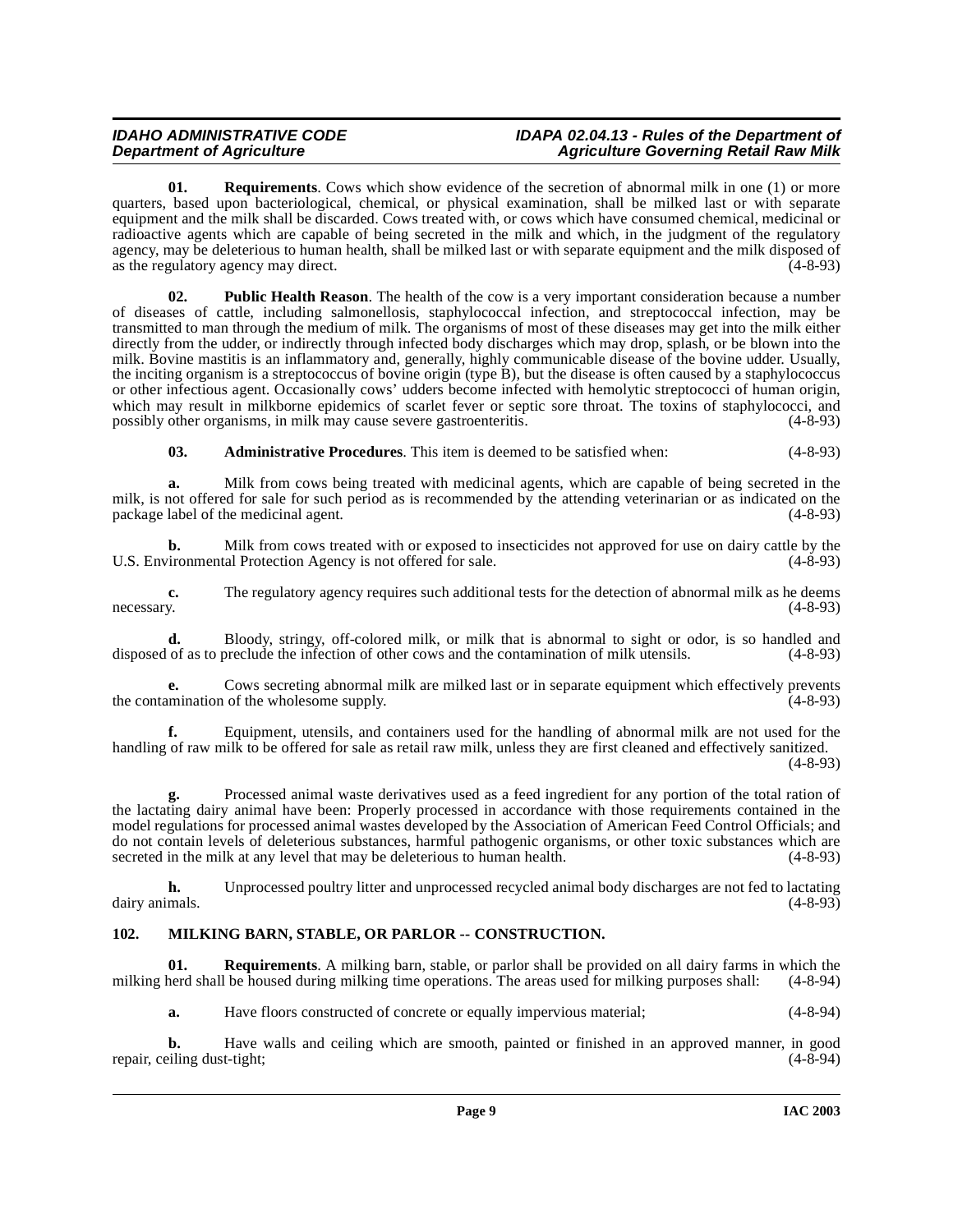**01. Requirements**. Cows which show evidence of the secretion of abnormal milk in one (1) or more quarters, based upon bacteriological, chemical, or physical examination, shall be milked last or with separate equipment and the milk shall be discarded. Cows treated with, or cows which have consumed chemical, medicinal or radioactive agents which are capable of being secreted in the milk and which, in the judgment of the regulatory agency, may be deleterious to human health, shall be milked last or with separate equipment and the milk disposed of as the regulatory agency may direct. (4-8-93)

**02. Public Health Reason**. The health of the cow is a very important consideration because a number of diseases of cattle, including salmonellosis, staphylococcal infection, and streptococcal infection, may be transmitted to man through the medium of milk. The organisms of most of these diseases may get into the milk either directly from the udder, or indirectly through infected body discharges which may drop, splash, or be blown into the milk. Bovine mastitis is an inflammatory and, generally, highly communicable disease of the bovine udder. Usually, the inciting organism is a streptococcus of bovine origin (type B), but the disease is often caused by a staphylococcus or other infectious agent. Occasionally cows' udders become infected with hemolytic streptococci of human origin, which may result in milkborne epidemics of scarlet fever or septic sore throat. The toxins of staphylococci, and possibly other organisms, in milk may cause severe gastroenteritis. (4-8-93)

**03. Administrative Procedures**. This item is deemed to be satisfied when: (4-8-93)

**a.** Milk from cows being treated with medicinal agents, which are capable of being secreted in the milk, is not offered for sale for such period as is recommended by the attending veterinarian or as indicated on the package label of the medicinal agent. (4-8-93)

**b.** Milk from cows treated with or exposed to insecticides not approved for use on dairy cattle by the U.S. Environmental Protection Agency is not offered for sale. (4-8-93)

**c.** The regulatory agency requires such additional tests for the detection of abnormal milk as he deems necessary. (4-8-93)

**d.** Bloody, stringy, off-colored milk, or milk that is abnormal to sight or odor, is so handled and disposed of as to preclude the infection of other cows and the contamination of milk utensils. (4-8-93)

**e.** Cows secreting abnormal milk are milked last or in separate equipment which effectively prevents the contamination of the wholesome supply. (4-8-93)

**f.** Equipment, utensils, and containers used for the handling of abnormal milk are not used for the handling of raw milk to be offered for sale as retail raw milk, unless they are first cleaned and effectively sanitized. (4-8-93)

**g.** Processed animal waste derivatives used as a feed ingredient for any portion of the total ration of the lactating dairy animal have been: Properly processed in accordance with those requirements contained in the model regulations for processed animal wastes developed by the Association of American Feed Control Officials; and do not contain levels of deleterious substances, harmful pathogenic organisms, or other toxic substances which are secreted in the milk at any level that may be deleterious to human health. (4-8-93)

**h.** Unprocessed poultry litter and unprocessed recycled animal body discharges are not fed to lactating dairy animals. (4-8-93)

## 102. MILKING BARN, STABLE, OR PARLOR -- CONSTRUCTION.

**01. Requirements**. A milking barn, stable, or parlor shall be provided on all dairy farms in which the milking herd shall be housed during milking time operations. The areas used for milking purposes shall: (4-8-94)

**a.** Have floors constructed of concrete or equally impervious material; (4-8-94)

**b.** Have walls and ceiling which are smooth, painted or finished in an approved manner, in good repair, ceiling dust-tight; (4-8-94)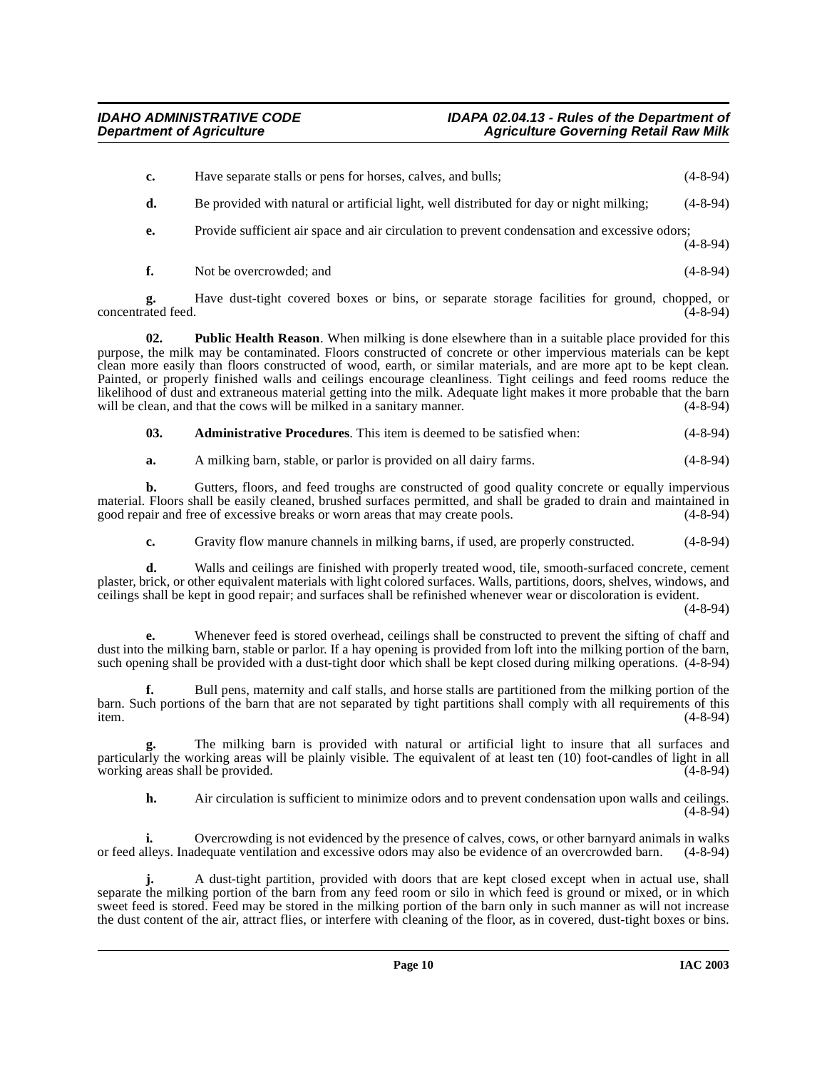**c.** Have separate stalls or pens for horses, calves, and bulls; (4-8-94)

**d.** Be provided with natural or artificial light, well distributed for day or night milking; (4-8-94)

**e.** Provide sufficient air space and air circulation to prevent condensation and excessive odors; (4-8-94)

**f.** Not be overcrowded; and (4-8-94)

**g.** Have dust-tight covered boxes or bins, or separate storage facilities for ground, chopped, or concentrated feed. (4-8-94)

**02. Public Health Reason**. When milking is done elsewhere than in a suitable place provided for this purpose, the milk may be contaminated. Floors constructed of concrete or other impervious materials can be kept clean more easily than floors constructed of wood, earth, or similar materials, and are more apt to be kept clean. Painted, or properly finished walls and ceilings encourage cleanliness. Tight ceilings and feed rooms reduce the likelihood of dust and extraneous material getting into the milk. Adequate light makes it more probable that the barn will be clean, and that the cows will be milked in a sanitary manner. (4-8-94)

**03. Administrative Procedures**. This item is deemed to be satisfied when: (4-8-94)

**a.** A milking barn, stable, or parlor is provided on all dairy farms. (4-8-94)

**b.** Gutters, floors, and feed troughs are constructed of good quality concrete or equally impervious material. Floors shall be easily cleaned, brushed surfaces permitted, and shall be graded to drain and maintained in good repair and free of excessive breaks or worn areas that may create pools. (4-8-94)

**c.** Gravity flow manure channels in milking barns, if used, are properly constructed. (4-8-94)

**d.** Walls and ceilings are finished with properly treated wood, tile, smooth-surfaced concrete, cement plaster, brick, or other equivalent materials with light colored surfaces. Walls, partitions, doors, shelves, windows, and ceilings shall be kept in good repair; and surfaces shall be refinished whenever wear or discoloration is evident. (4-8-94)

**e.** Whenever feed is stored overhead, ceilings shall be constructed to prevent the sifting of chaff and dust into the milking barn, stable or parlor. If a hay opening is provided from loft into the milking portion of the barn, such opening shall be provided with a dust-tight door which shall be kept closed during milking operations. (4-8-94)

**f.** Bull pens, maternity and calf stalls, and horse stalls are partitioned from the milking portion of the barn. Such portions of the barn that are not separated by tight partitions shall comply with all requirements of this item. (4-8-94)

**g.** The milking barn is provided with natural or artificial light to insure that all surfaces and particularly the working areas will be plainly visible. The equivalent of at least ten (10) foot-candles of light in all working areas shall be provided. (4-8-94)

**h.** Air circulation is sufficient to minimize odors and to prevent condensation upon walls and ceilings. (4-8-94)

**i.** Overcrowding is not evidenced by the presence of calves, cows, or other barnyard animals in walks or feed alleys. Inadequate ventilation and excessive odors may also be evidence of an overcrowded barn. (4-8-94)

**j.** A dust-tight partition, provided with doors that are kept closed except when in actual use, shall separate the milking portion of the barn from any feed room or silo in which feed is ground or mixed, or in which sweet feed is stored. Feed may be stored in the milking portion of the barn only in such manner as will not increase the dust content of the air, attract flies, or interfere with cleaning of the floor, as in covered, dust-tight boxes or bins.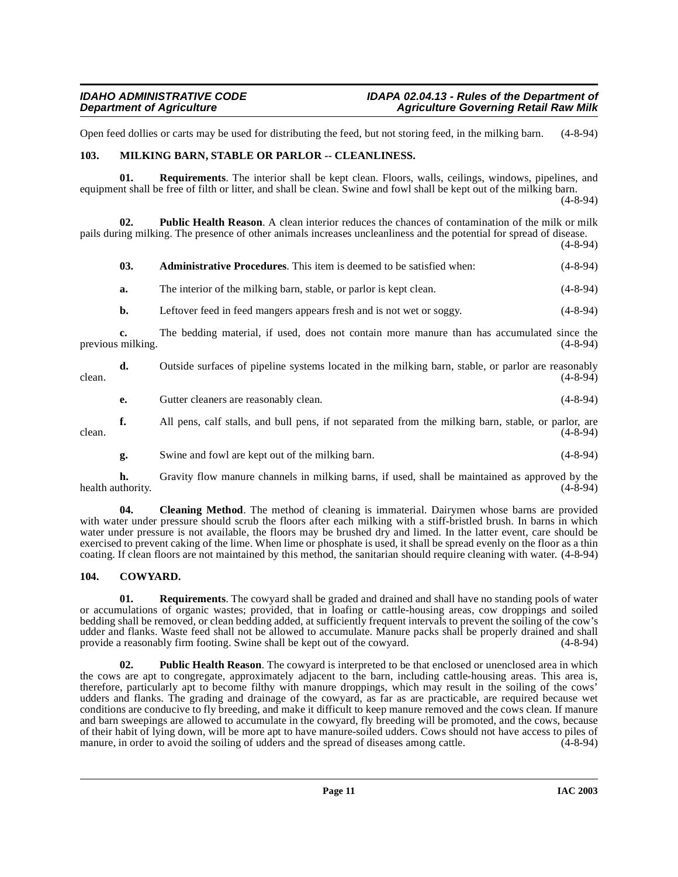Open feed dollies or carts may be used for distributing the feed, but not storing feed, in the milking barn. (4-8-94)

### 103. MILKING BARN, STABLE OR PARLOR -- CLEANLINESS.

**01. Requirements**. The interior shall be kept clean. Floors, walls, ceilings, windows, pipelines, and equipment shall be free of filth or litter, and shall be clean. Swine and fowl shall be kept out of the milking barn. (4-8-94)

**02. Public Health Reason**. A clean interior reduces the chances of contamination of the milk or milk pails during milking. The presence of other animals increases uncleanliness and the potential for spread of disease. (4-8-94)

**03. Administrative Procedures**. This item is deemed to be satisfied when: (4-8-94)

**a.** The interior of the milking barn, stable, or parlor is kept clean. (4-8-94)

**b.** Leftover feed in feed mangers appears fresh and is not wet or soggy. (4-8-94)

**c.** The bedding material, if used, does not contain more manure than has accumulated since the previous milking. (4-8-94)

**d.** Outside surfaces of pipeline systems located in the milking barn, stable, or parlor are reasonably clean. (4-8-94)

**e.** Gutter cleaners are reasonably clean. (4-8-94)

**f.** All pens, calf stalls, and bull pens, if not separated from the milking barn, stable, or parlor, are clean. (4-8-94)

**g.** Swine and fowl are kept out of the milking barn. (4-8-94)

**h.** Gravity flow manure channels in milking barns, if used, shall be maintained as approved by the health authority. (4-8-94)

**04. Cleaning Method**. The method of cleaning is immaterial. Dairymen whose barns are provided with water under pressure should scrub the floors after each milking with a stiff-bristled brush. In barns in which water under pressure is not available, the floors may be brushed dry and limed. In the latter event, care should be exercised to prevent caking of the lime. When lime or phosphate is used, it shall be spread evenly on the floor as a thin coating. If clean floors are not maintained by this method, the sanitarian should require cleaning with water. (4-8-94)

### 104. COWYARD.

**01. Requirements**. The cowyard shall be graded and drained and shall have no standing pools of water or accumulations of organic wastes; provided, that in loafing or cattle-housing areas, cow droppings and soiled bedding shall be removed, or clean bedding added, at sufficiently frequent intervals to prevent the soiling of the cow's udder and flanks. Waste feed shall not be allowed to accumulate. Manure packs shall be properly drained and shall provide a reasonably firm footing. Swine shall be kept out of the cowyard. (4-8-94)

**02. Public Health Reason**. The cowyard is interpreted to be that enclosed or unenclosed area in which the cows are apt to congregate, approximately adjacent to the barn, including cattle-housing areas. This area is, therefore, particularly apt to become filthy with manure droppings, which may result in the soiling of the cows' udders and flanks. The grading and drainage of the cowyard, as far as are practicable, are required because wet conditions are conducive to fly breeding, and make it difficult to keep manure removed and the cows clean. If manure and barn sweepings are allowed to accumulate in the cowyard, fly breeding will be promoted, and the cows, because of their habit of lying down, will be more apt to have manure-soiled udders. Cows should not have access to piles of manure, in order to avoid the soiling of udders and the spread of diseases among cattle. (4-8-94)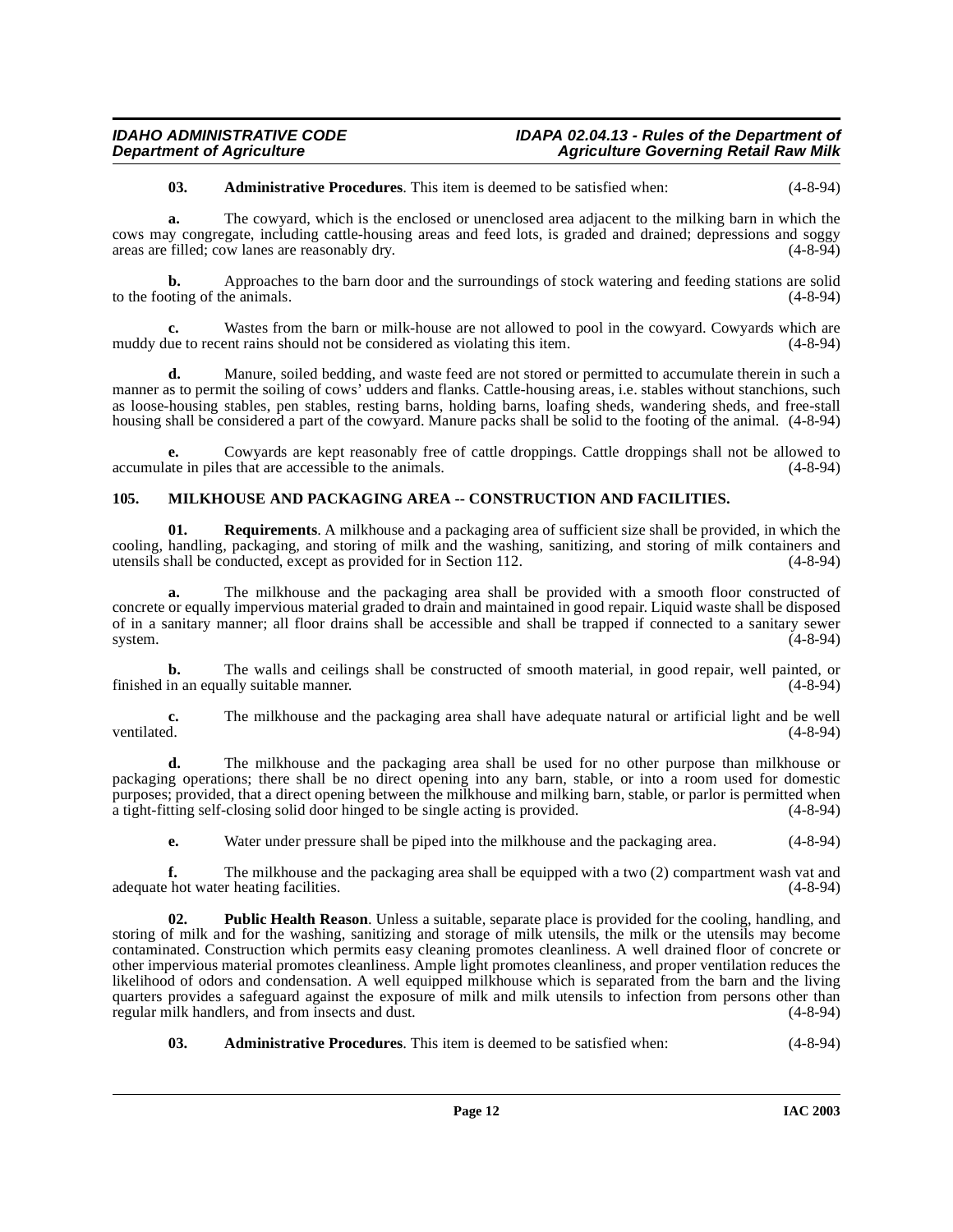**03. Administrative Procedures**. This item is deemed to be satisfied when: (4-8-94)

**a.** The cowyard, which is the enclosed or unenclosed area adjacent to the milking barn in which the cows may congregate, including cattle-housing areas and feed lots, is graded and drained; depressions and soggy areas are filled; cow lanes are reasonably dry. (4-8-94)

**b.** Approaches to the barn door and the surroundings of stock watering and feeding stations are solid to the footing of the animals. (4-8-94)

**c.** Wastes from the barn or milk-house are not allowed to pool in the cowyard. Cowyards which are muddy due to recent rains should not be considered as violating this item. (4-8-94)

**d.** Manure, soiled bedding, and waste feed are not stored or permitted to accumulate therein in such a manner as to permit the soiling of cows' udders and flanks. Cattle-housing areas, i.e. stables without stanchions, such as loose-housing stables, pen stables, resting barns, holding barns, loafing sheds, wandering sheds, and free-stall housing shall be considered a part of the cowyard. Manure packs shall be solid to the footing of the animal. (4-8-94)

**e.** Cowyards are kept reasonably free of cattle droppings. Cattle droppings shall not be allowed to accumulate in piles that are accessible to the animals. (4-8-94)

## 105. MILKHOUSE AND PACKAGING AREA -- CONSTRUCTION AND FACILITIES.

**01. Requirements**. A milkhouse and a packaging area of sufficient size shall be provided, in which the cooling, handling, packaging, and storing of milk and the washing, sanitizing, and storing of milk containers and utensils shall be conducted, except as provided for in Section 112. (4-8-94)

**a.** The milkhouse and the packaging area shall be provided with a smooth floor constructed of concrete or equally impervious material graded to drain and maintained in good repair. Liquid waste shall be disposed of in a sanitary manner; all floor drains shall be accessible and shall be trapped if connected to a sanitary sewer system. (4-8-94)

**b.** The walls and ceilings shall be constructed of smooth material, in good repair, well painted, or finished in an equally suitable manner. (4-8-94)

**c.** The milkhouse and the packaging area shall have adequate natural or artificial light and be well ventilated. (4-8-94)

**d.** The milkhouse and the packaging area shall be used for no other purpose than milkhouse or packaging operations; there shall be no direct opening into any barn, stable, or into a room used for domestic purposes; provided, that a direct opening between the milkhouse and milking barn, stable, or parlor is permitted when a tight-fitting self-closing solid door hinged to be single acting is provided. (4-8-94)

**e.** Water under pressure shall be piped into the milkhouse and the packaging area. (4-8-94)

**f.** The milkhouse and the packaging area shall be equipped with a two (2) compartment wash vat and adequate hot water heating facilities. (4-8-94)

**02. Public Health Reason**. Unless a suitable, separate place is provided for the cooling, handling, and storing of milk and for the washing, sanitizing and storage of milk utensils, the milk or the utensils may become contaminated. Construction which permits easy cleaning promotes cleanliness. A well drained floor of concrete or other impervious material promotes cleanliness. Ample light promotes cleanliness, and proper ventilation reduces the likelihood of odors and condensation. A well equipped milkhouse which is separated from the barn and the living quarters provides a safeguard against the exposure of milk and milk utensils to infection from persons other than regular milk handlers, and from insects and dust. (4-8-94)

**03. Administrative Procedures**. This item is deemed to be satisfied when: (4-8-94)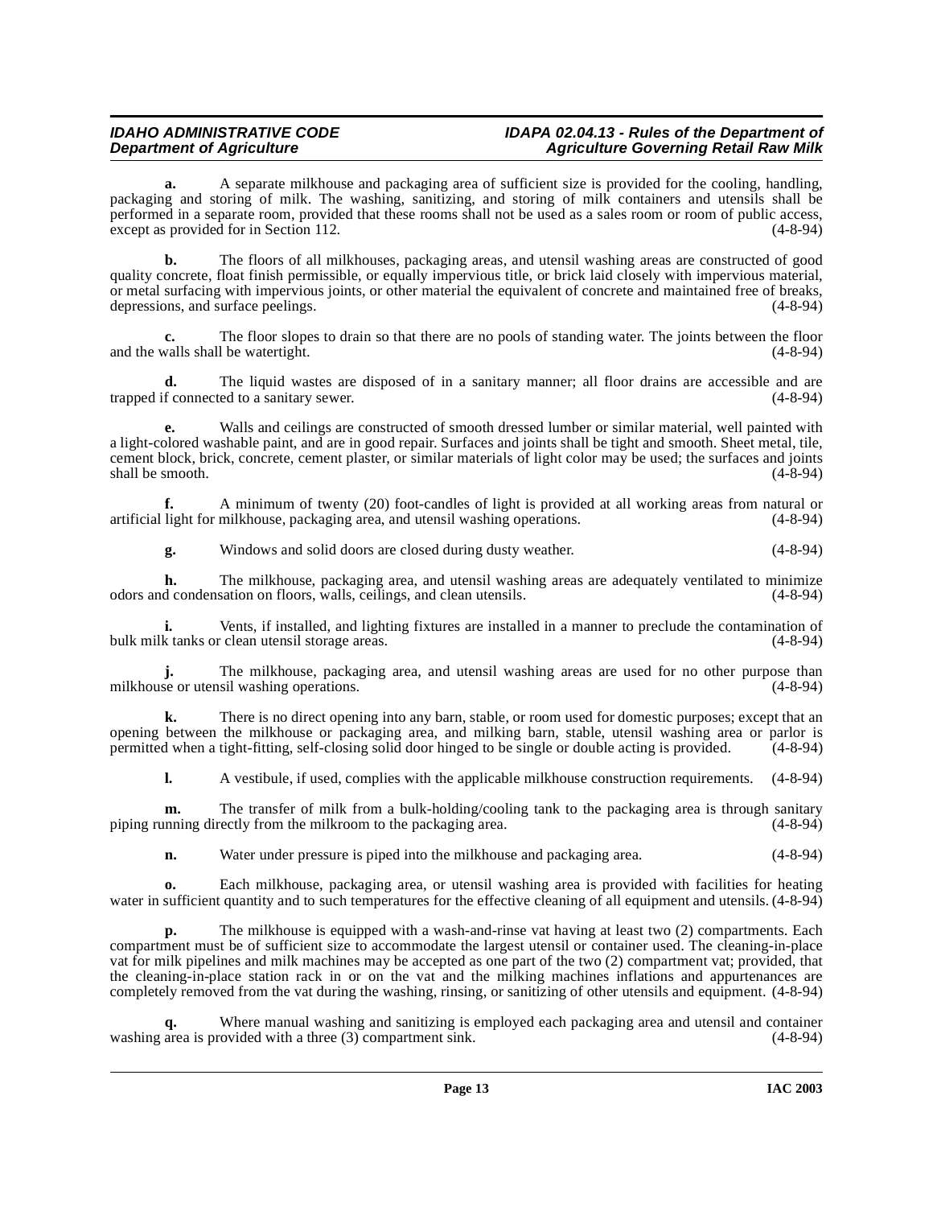**a.** A separate milkhouse and packaging area of sufficient size is provided for the cooling, handling, packaging and storing of milk. The washing, sanitizing, and storing of milk containers and utensils shall be performed in a separate room, provided that these rooms shall not be used as a sales room or room of public access, except as provided for in Section 112. (4-8-94)

**b.** The floors of all milkhouses, packaging areas, and utensil washing areas are constructed of good quality concrete, float finish permissible, or equally impervious title, or brick laid closely with impervious material, or metal surfacing with impervious joints, or other material the equivalent of concrete and maintained free of breaks, depressions, and surface peelings. (4-8-94)

**c.** The floor slopes to drain so that there are no pools of standing water. The joints between the floor and the walls shall be watertight. (4-8-94)

**d.** The liquid wastes are disposed of in a sanitary manner; all floor drains are accessible and are trapped if connected to a sanitary sewer. (4-8-94)

**e.** Walls and ceilings are constructed of smooth dressed lumber or similar material, well painted with a light-colored washable paint, and are in good repair. Surfaces and joints shall be tight and smooth. Sheet metal, tile, cement block, brick, concrete, cement plaster, or similar materials of light color may be used; the surfaces and joints shall be smooth. (4-8-94)

**f.** A minimum of twenty (20) foot-candles of light is provided at all working areas from natural or artificial light for milkhouse, packaging area, and utensil washing operations. (4-8-94)

**g.** Windows and solid doors are closed during dusty weather. (4-8-94)

**h.** The milkhouse, packaging area, and utensil washing areas are adequately ventilated to minimize odors and condensation on floors, walls, ceilings, and clean utensils. (4-8-94)

**i.** Vents, if installed, and lighting fixtures are installed in a manner to preclude the contamination of bulk milk tanks or clean utensil storage areas. (4-8-94)

**j.** The milkhouse, packaging area, and utensil washing areas are used for no other purpose than milkhouse or utensil washing operations. (4-8-94)

**k.** There is no direct opening into any barn, stable, or room used for domestic purposes; except that an opening between the milkhouse or packaging area, and milking barn, stable, utensil washing area or parlor is permitted when a tight-fitting, self-closing solid door hinged to be single or double acting is provided. (4-8-94)

**l.** A vestibule, if used, complies with the applicable milkhouse construction requirements. (4-8-94)

**m.** The transfer of milk from a bulk-holding/cooling tank to the packaging area is through sanitary piping running directly from the milkroom to the packaging area. (4-8-94)

**n.** Water under pressure is piped into the milkhouse and packaging area. (4-8-94)

**o.** Each milkhouse, packaging area, or utensil washing area is provided with facilities for heating water in sufficient quantity and to such temperatures for the effective cleaning of all equipment and utensils. (4-8-94)

**p.** The milkhouse is equipped with a wash-and-rinse vat having at least two (2) compartments. Each compartment must be of sufficient size to accommodate the largest utensil or container used. The cleaning-in-place vat for milk pipelines and milk machines may be accepted as one part of the two (2) compartment vat; provided, that the cleaning-in-place station rack in or on the vat and the milking machines inflations and appurtenances are completely removed from the vat during the washing, rinsing, or sanitizing of other utensils and equipment. (4-8-94)

**q.** Where manual washing and sanitizing is employed each packaging area and utensil and container washing area is provided with a three (3) compartment sink. (4-8-94)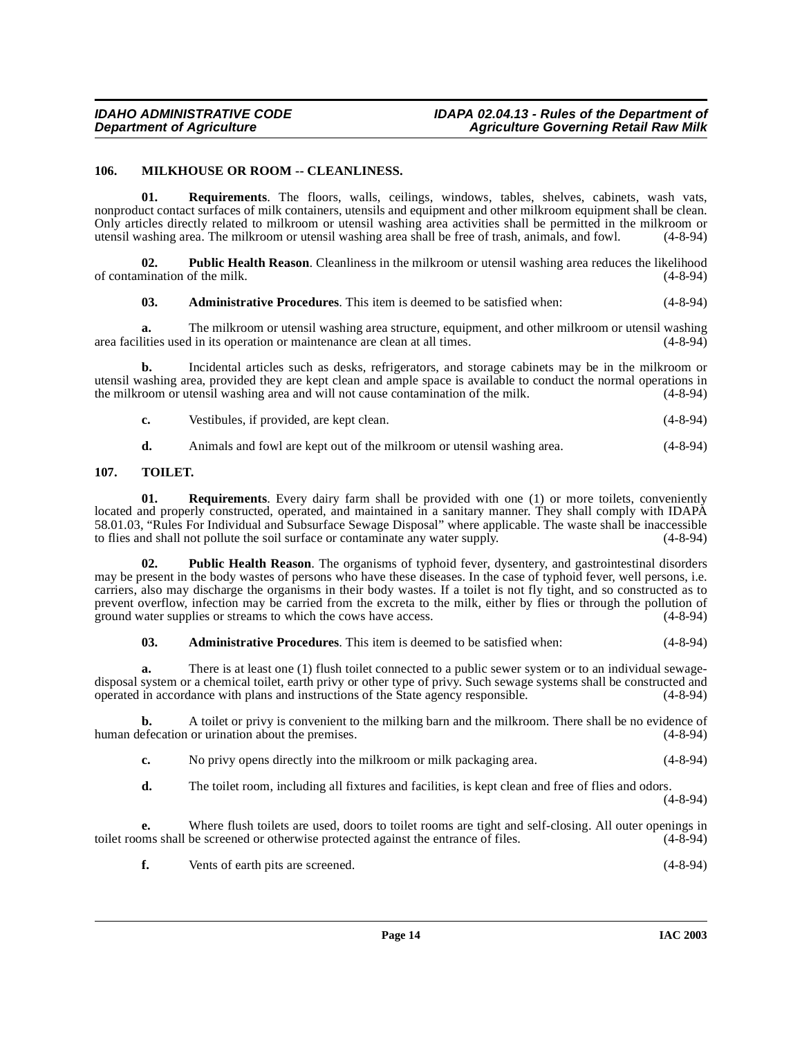### 106. MILKHOUSE OR ROOM -- CLEANLINESS.

**01. Requirements**. The floors, walls, ceilings, windows, tables, shelves, cabinets, wash vats, nonproduct contact surfaces of milk containers, utensils and equipment and other milkroom equipment shall be clean. Only articles directly related to milkroom or utensil washing area activities shall be permitted in the milkroom or utensil washing area. The milkroom or utensil washing area shall be free of trash, animals, and fowl. (4-8-94)

**02. Public Health Reason**. Cleanliness in the milkroom or utensil washing area reduces the likelihood of contamination of the milk. (4-8-94)

**03. Administrative Procedures**. This item is deemed to be satisfied when: (4-8-94)

**a.** The milkroom or utensil washing area structure, equipment, and other milkroom or utensil washing area facilities used in its operation or maintenance are clean at all times. (4-8-94)

**b.** Incidental articles such as desks, refrigerators, and storage cabinets may be in the milkroom or utensil washing area, provided they are kept clean and ample space is available to conduct the normal operations in the milkroom or utensil washing area and will not cause contamination of the milk. (4-8-94)

**c.** Vestibules, if provided, are kept clean. (4-8-94)

**d.** Animals and fowl are kept out of the milkroom or utensil washing area. (4-8-94)

### 107. TOILET.

**01. Requirements**. Every dairy farm shall be provided with one (1) or more toilets, conveniently located and properly constructed, operated, and maintained in a sanitary manner. They shall comply with IDAPA 58.01.03, "Rules For Individual and Subsurface Sewage Disposal" where applicable. The waste shall be inaccessible to flies and shall not pollute the soil surface or contaminate any water supply. (4-8-94)

**02. Public Health Reason**. The organisms of typhoid fever, dysentery, and gastrointestinal disorders may be present in the body wastes of persons who have these diseases. In the case of typhoid fever, well persons, i.e. carriers, also may discharge the organisms in their body wastes. If a toilet is not fly tight, and so constructed as to prevent overflow, infection may be carried from the excreta to the milk, either by flies or through the pollution of ground water supplies or streams to which the cows have access. (4-8-94)

**03. Administrative Procedures**. This item is deemed to be satisfied when: (4-8-94)

**a.** There is at least one (1) flush toilet connected to a public sewer system or to an individual sewage-disposal system or a chemical toilet, earth privy or other type of privy. Such sewage systems shall be constructed and operated in accordance with plans and instructions of the State agency responsible. (4-8-94)

**b.** A toilet or privy is convenient to the milking barn and the milkroom. There shall be no evidence of human defecation or urination about the premises. (4-8-94)

**c.** No privy opens directly into the milkroom or milk packaging area. (4-8-94)

**d.** The toilet room, including all fixtures and facilities, is kept clean and free of flies and odors. (4-8-94)

**e.** Where flush toilets are used, doors to toilet rooms are tight and self-closing. All outer openings in toilet rooms shall be screened or otherwise protected against the entrance of files. (4-8-94)

**f.** Vents of earth pits are screened. (4-8-94)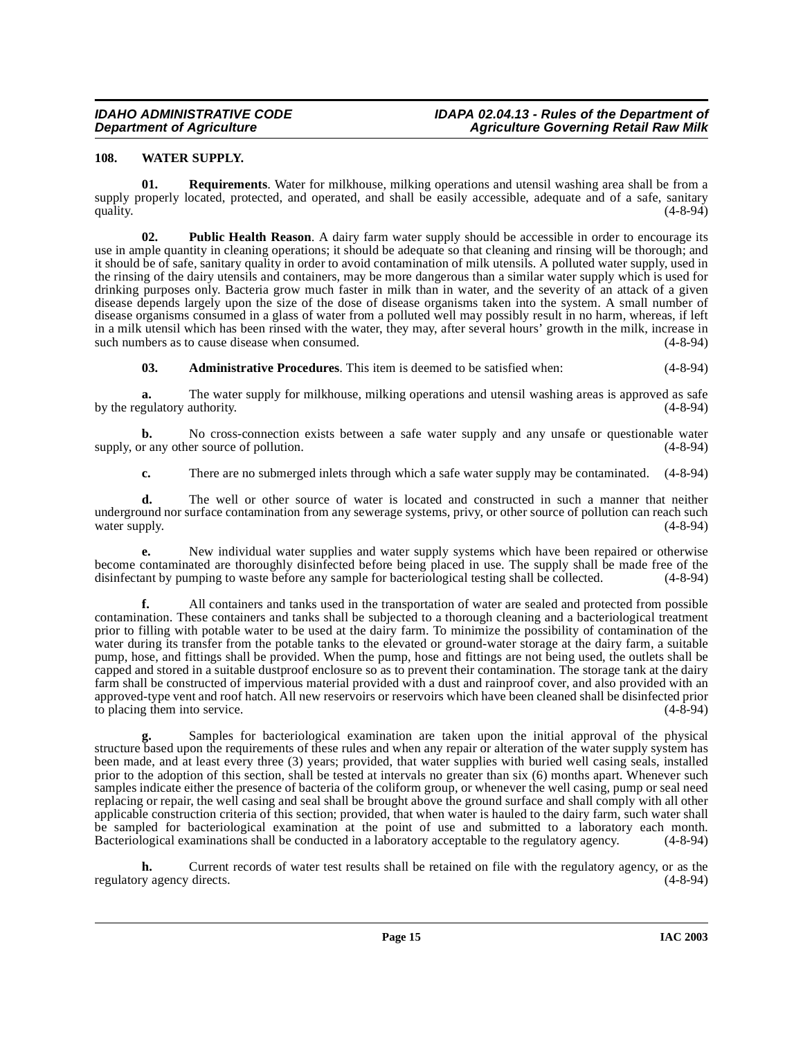### 108. WATER SUPPLY.

**01. Requirements**. Water for milkhouse, milking operations and utensil washing area shall be from a supply properly located, protected, and operated, and shall be easily accessible, adequate and of a safe, sanitary quality. (4-8-94)

**02. Public Health Reason**. A dairy farm water supply should be accessible in order to encourage its use in ample quantity in cleaning operations; it should be adequate so that cleaning and rinsing will be thorough; and it should be of safe, sanitary quality in order to avoid contamination of milk utensils. A polluted water supply, used in the rinsing of the dairy utensils and containers, may be more dangerous than a similar water supply which is used for drinking purposes only. Bacteria grow much faster in milk than in water, and the severity of an attack of a given disease depends largely upon the size of the dose of disease organisms taken into the system. A small number of disease organisms consumed in a glass of water from a polluted well may possibly result in no harm, whereas, if left in a milk utensil which has been rinsed with the water, they may, after several hours' growth in the milk, increase in such numbers as to cause disease when consumed. (4-8-94)

**03. Administrative Procedures**. This item is deemed to be satisfied when: (4-8-94)

**a.** The water supply for milkhouse, milking operations and utensil washing areas is approved as safe by the regulatory authority. (4-8-94)

**b.** No cross-connection exists between a safe water supply and any unsafe or questionable water supply, or any other source of pollution. (4-8-94)

**c.** There are no submerged inlets through which a safe water supply may be contaminated. (4-8-94)

**d.** The well or other source of water is located and constructed in such a manner that neither underground nor surface contamination from any sewerage systems, privy, or other source of pollution can reach such water supply. (4-8-94)

**e.** New individual water supplies and water supply systems which have been repaired or otherwise become contaminated are thoroughly disinfected before being placed in use. The supply shall be made free of the disinfectant by pumping to waste before any sample for bacteriological testing shall be collected. (4-8-94)

**f.** All containers and tanks used in the transportation of water are sealed and protected from possible contamination. These containers and tanks shall be subjected to a thorough cleaning and a bacteriological treatment prior to filling with potable water to be used at the dairy farm. To minimize the possibility of contamination of the water during its transfer from the potable tanks to the elevated or ground-water storage at the dairy farm, a suitable pump, hose, and fittings shall be provided. When the pump, hose and fittings are not being used, the outlets shall be capped and stored in a suitable dustproof enclosure so as to prevent their contamination. The storage tank at the dairy farm shall be constructed of impervious material provided with a dust and rainproof cover, and also provided with an approved-type vent and roof hatch. All new reservoirs or reservoirs which have been cleaned shall be disinfected prior to placing them into service. (4-8-94)

**g.** Samples for bacteriological examination are taken upon the initial approval of the physical structure based upon the requirements of these rules and when any repair or alteration of the water supply system has been made, and at least every three (3) years; provided, that water supplies with buried well casing seals, installed prior to the adoption of this section, shall be tested at intervals no greater than six (6) months apart. Whenever such samples indicate either the presence of bacteria of the coliform group, or whenever the well casing, pump or seal need replacing or repair, the well casing and seal shall be brought above the ground surface and shall comply with all other applicable construction criteria of this section; provided, that when water is hauled to the dairy farm, such water shall be sampled for bacteriological examination at the point of use and submitted to a laboratory each month. Bacteriological examinations shall be conducted in a laboratory acceptable to the regulatory agency. (4-8-94)

**h.** Current records of water test results shall be retained on file with the regulatory agency, or as the regulatory agency directs. (4-8-94)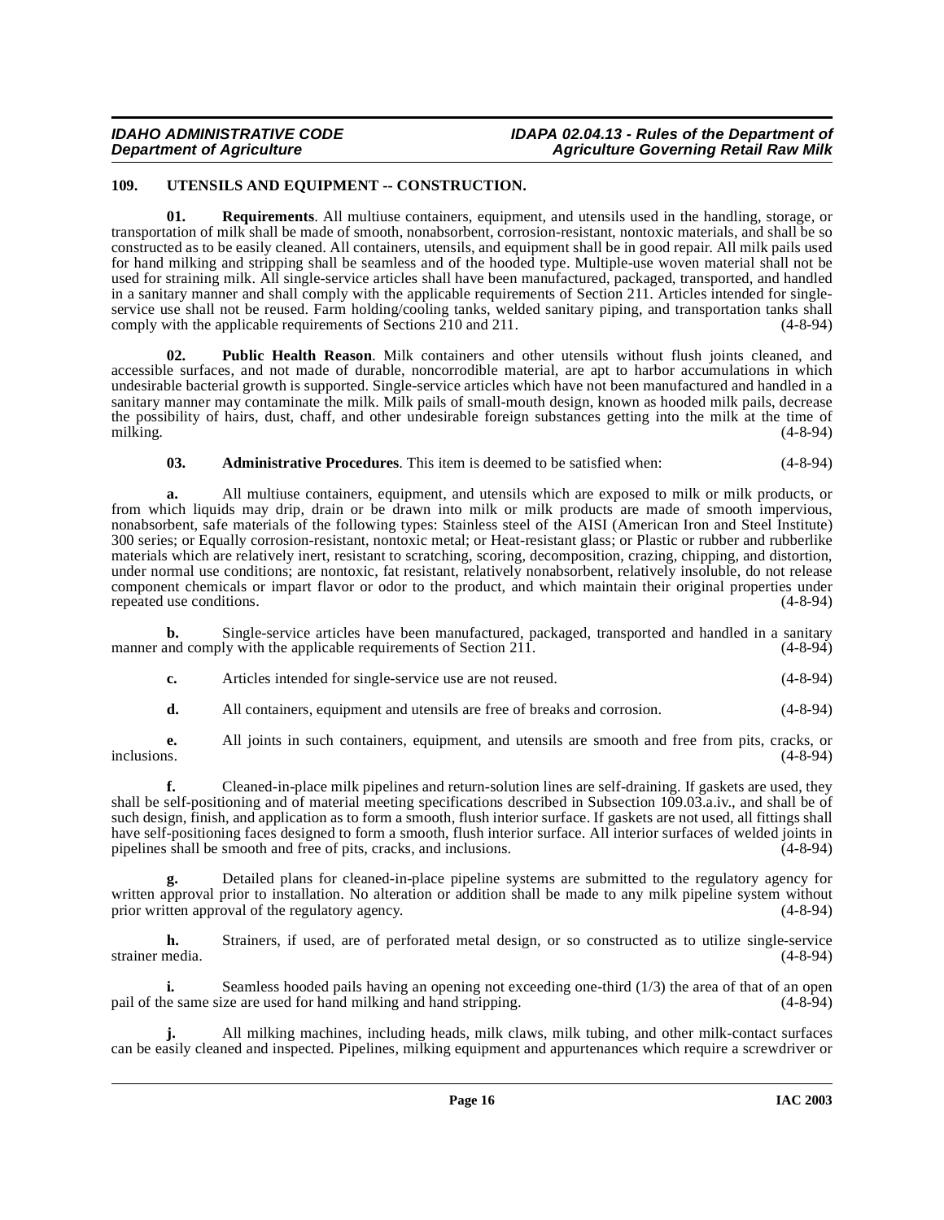## 109. UTENSILS AND EQUIPMENT -- CONSTRUCTION.

**01. Requirements**. All multiuse containers, equipment, and utensils used in the handling, storage, or transportation of milk shall be made of smooth, nonabsorbent, corrosion-resistant, nontoxic materials, and shall be so constructed as to be easily cleaned. All containers, utensils, and equipment shall be in good repair. All milk pails used for hand milking and stripping shall be seamless and of the hooded type. Multiple-use woven material shall not be used for straining milk. All single-service articles shall have been manufactured, packaged, transported, and handled in a sanitary manner and shall comply with the applicable requirements of Section 211. Articles intended for single-service use shall not be reused. Farm holding/cooling tanks, welded sanitary piping, and transportation tanks shall comply with the applicable requirements of Sections 210 and 211. (4-8-94)

**02. Public Health Reason**. Milk containers and other utensils without flush joints cleaned, and accessible surfaces, and not made of durable, noncorrodible material, are apt to harbor accumulations in which undesirable bacterial growth is supported. Single-service articles which have not been manufactured and handled in a sanitary manner may contaminate the milk. Milk pails of small-mouth design, known as hooded milk pails, decrease the possibility of hairs, dust, chaff, and other undesirable foreign substances getting into the milk at the time of milking. (4-8-94)

**03. Administrative Procedures**. This item is deemed to be satisfied when: (4-8-94)

**a.** All multiuse containers, equipment, and utensils which are exposed to milk or milk products, or from which liquids may drip, drain or be drawn into milk or milk products are made of smooth impervious, nonabsorbent, safe materials of the following types: Stainless steel of the AISI (American Iron and Steel Institute) 300 series; or Equally corrosion-resistant, nontoxic metal; or Heat-resistant glass; or Plastic or rubber and rubberlike materials which are relatively inert, resistant to scratching, scoring, decomposition, crazing, chipping, and distortion, under normal use conditions; are nontoxic, fat resistant, relatively nonabsorbent, relatively insoluble, do not release component chemicals or impart flavor or odor to the product, and which maintain their original properties under repeated use conditions. (4-8-94)

**b.** Single-service articles have been manufactured, packaged, transported and handled in a sanitary manner and comply with the applicable requirements of Section 211. (4-8-94)

**c.** Articles intended for single-service use are not reused. (4-8-94)

**d.** All containers, equipment and utensils are free of breaks and corrosion. (4-8-94)

**e.** All joints in such containers, equipment, and utensils are smooth and free from pits, cracks, or inclusions. (4-8-94)

**f.** Cleaned-in-place milk pipelines and return-solution lines are self-draining. If gaskets are used, they shall be self-positioning and of material meeting specifications described in Subsection 109.03.a.iv., and shall be of such design, finish, and application as to form a smooth, flush interior surface. If gaskets are not used, all fittings shall have self-positioning faces designed to form a smooth, flush interior surface. All interior surfaces of welded joints in pipelines shall be smooth and free of pits, cracks, and inclusions. (4-8-94)

**g.** Detailed plans for cleaned-in-place pipeline systems are submitted to the regulatory agency for written approval prior to installation. No alteration or addition shall be made to any milk pipeline system without prior written approval of the regulatory agency. (4-8-94)

**h.** Strainers, if used, are of perforated metal design, or so constructed as to utilize single-service strainer media. (4-8-94)

**i.** Seamless hooded pails having an opening not exceeding one-third (1/3) the area of that of an open pail of the same size are used for hand milking and hand stripping. (4-8-94)

**j.** All milking machines, including heads, milk claws, milk tubing, and other milk-contact surfaces can be easily cleaned and inspected. Pipelines, milking equipment and appurtenances which require a screwdriver or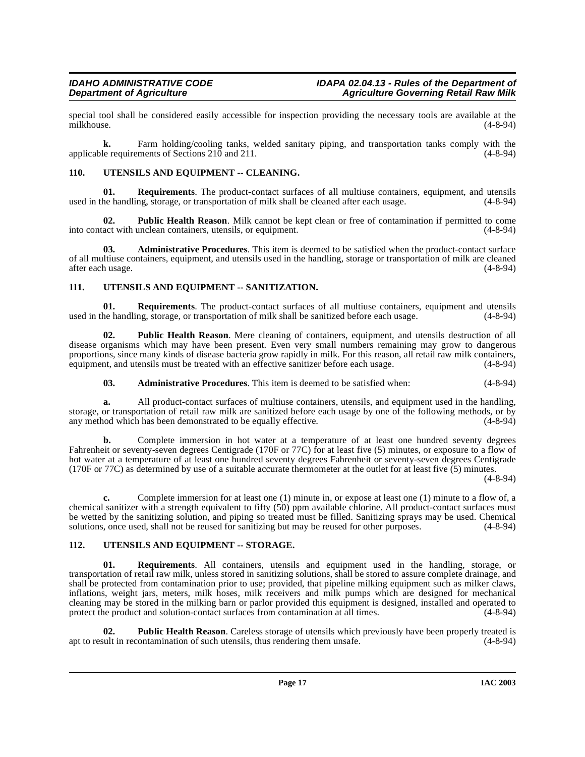special tool shall be considered easily accessible for inspection providing the necessary tools are available at the milkhouse. (4-8-94)

**k.** Farm holding/cooling tanks, welded sanitary piping, and transportation tanks comply with the applicable requirements of Sections 210 and 211. (4-8-94)

## 110. UTENSILS AND EQUIPMENT -- CLEANING.

**01. Requirements**. The product-contact surfaces of all multiuse containers, equipment, and utensils used in the handling, storage, or transportation of milk shall be cleaned after each usage. (4-8-94)

**02. Public Health Reason**. Milk cannot be kept clean or free of contamination if permitted to come into contact with unclean containers, utensils, or equipment. (4-8-94)

**03. Administrative Procedures**. This item is deemed to be satisfied when the product-contact surface of all multiuse containers, equipment, and utensils used in the handling, storage or transportation of milk are cleaned after each usage. (4-8-94)

## 111. UTENSILS AND EQUIPMENT -- SANITIZATION.

**01. Requirements**. The product-contact surfaces of all multiuse containers, equipment and utensils used in the handling, storage, or transportation of milk shall be sanitized before each usage. (4-8-94)

**02. Public Health Reason**. Mere cleaning of containers, equipment, and utensils destruction of all disease organisms which may have been present. Even very small numbers remaining may grow to dangerous proportions, since many kinds of disease bacteria grow rapidly in milk. For this reason, all retail raw milk containers, equipment, and utensils must be treated with an effective sanitizer before each usage. (4-8-94)

**03. Administrative Procedures**. This item is deemed to be satisfied when: (4-8-94)

**a.** All product-contact surfaces of multiuse containers, utensils, and equipment used in the handling, storage, or transportation of retail raw milk are sanitized before each usage by one of the following methods, or by any method which has been demonstrated to be equally effective. (4-8-94)

**b.** Complete immersion in hot water at a temperature of at least one hundred seventy degrees Fahrenheit or seventy-seven degrees Centigrade (170F or 77C) for at least five (5) minutes, or exposure to a flow of hot water at a temperature of at least one hundred seventy degrees Fahrenheit or seventy-seven degrees Centigrade (170F or 77C) as determined by use of a suitable accurate thermometer at the outlet for at least five (5) minutes. (4-8-94)

**c.** Complete immersion for at least one (1) minute in, or expose at least one (1) minute to a flow of, a chemical sanitizer with a strength equivalent to fifty (50) ppm available chlorine. All product-contact surfaces must be wetted by the sanitizing solution, and piping so treated must be filled. Sanitizing sprays may be used. Chemical solutions, once used, shall not be reused for sanitizing but may be reused for other purposes. (4-8-94)

## 112. UTENSILS AND EQUIPMENT -- STORAGE.

**01. Requirements**. All containers, utensils and equipment used in the handling, storage, or transportation of retail raw milk, unless stored in sanitizing solutions, shall be stored to assure complete drainage, and shall be protected from contamination prior to use; provided, that pipeline milking equipment such as milker claws, inflations, weight jars, meters, milk hoses, milk receivers and milk pumps which are designed for mechanical cleaning may be stored in the milking barn or parlor provided this equipment is designed, installed and operated to protect the product and solution-contact surfaces from contamination at all times. (4-8-94)

**02. Public Health Reason**. Careless storage of utensils which previously have been properly treated is apt to result in recontamination of such utensils, thus rendering them unsafe. (4-8-94)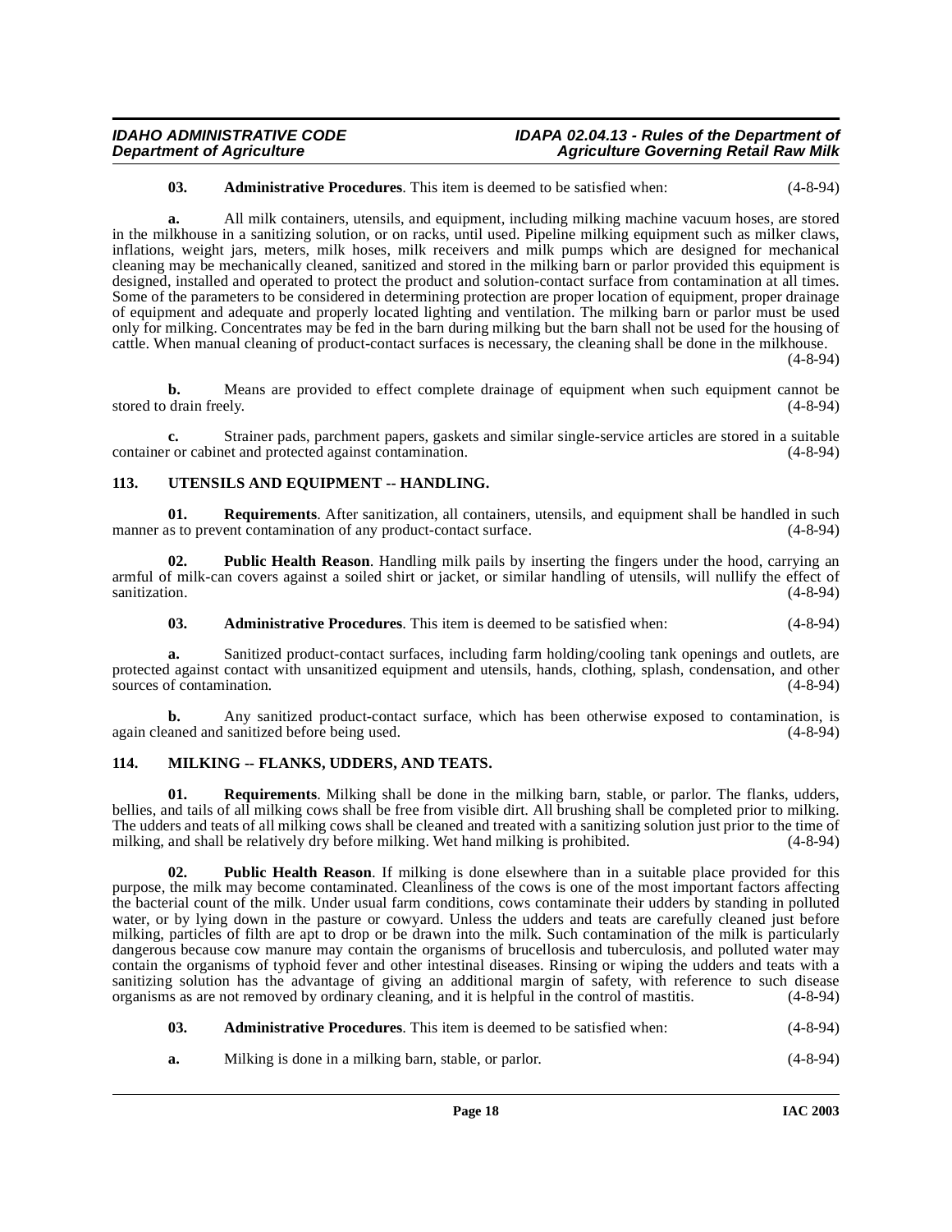**03. Administrative Procedures**. This item is deemed to be satisfied when: (4-8-94)

**a.** All milk containers, utensils, and equipment, including milking machine vacuum hoses, are stored in the milkhouse in a sanitizing solution, or on racks, until used. Pipeline milking equipment such as milker claws, inflations, weight jars, meters, milk hoses, milk receivers and milk pumps which are designed for mechanical cleaning may be mechanically cleaned, sanitized and stored in the milking barn or parlor provided this equipment is designed, installed and operated to protect the product and solution-contact surface from contamination at all times. Some of the parameters to be considered in determining protection are proper location of equipment, proper drainage of equipment and adequate and properly located lighting and ventilation. The milking barn or parlor must be used only for milking. Concentrates may be fed in the barn during milking but the barn shall not be used for the housing of cattle. When manual cleaning of product-contact surfaces is necessary, the cleaning shall be done in the milkhouse. (4-8-94)

**b.** Means are provided to effect complete drainage of equipment when such equipment cannot be stored to drain freely. (4-8-94)

**c.** Strainer pads, parchment papers, gaskets and similar single-service articles are stored in a suitable container or cabinet and protected against contamination. (4-8-94)

## 113. UTENSILS AND EQUIPMENT -- HANDLING.

**01. Requirements**. After sanitization, all containers, utensils, and equipment shall be handled in such manner as to prevent contamination of any product-contact surface. (4-8-94)

**02. Public Health Reason**. Handling milk pails by inserting the fingers under the hood, carrying an armful of milk-can covers against a soiled shirt or jacket, or similar handling of utensils, will nullify the effect of sanitization. (4-8-94)

**03. Administrative Procedures**. This item is deemed to be satisfied when: (4-8-94)

**a.** Sanitized product-contact surfaces, including farm holding/cooling tank openings and outlets, are protected against contact with unsanitized equipment and utensils, hands, clothing, splash, condensation, and other sources of contamination. (4-8-94)

**b.** Any sanitized product-contact surface, which has been otherwise exposed to contamination, is again cleaned and sanitized before being used. (4-8-94)

## 114. MILKING -- FLANKS, UDDERS, AND TEATS.

**01. Requirements**. Milking shall be done in the milking barn, stable, or parlor. The flanks, udders, bellies, and tails of all milking cows shall be free from visible dirt. All brushing shall be completed prior to milking. The udders and teats of all milking cows shall be cleaned and treated with a sanitizing solution just prior to the time of milking, and shall be relatively dry before milking. Wet hand milking is prohibited. (4-8-94)

**02. Public Health Reason**. If milking is done elsewhere than in a suitable place provided for this purpose, the milk may become contaminated. Cleanliness of the cows is one of the most important factors affecting the bacterial count of the milk. Under usual farm conditions, cows contaminate their udders by standing in polluted water, or by lying down in the pasture or cowyard. Unless the udders and teats are carefully cleaned just before milking, particles of filth are apt to drop or be drawn into the milk. Such contamination of the milk is particularly dangerous because cow manure may contain the organisms of brucellosis and tuberculosis, and polluted water may contain the organisms of typhoid fever and other intestinal diseases. Rinsing or wiping the udders and teats with a sanitizing solution has the advantage of giving an additional margin of safety, with reference to such disease organisms as are not removed by ordinary cleaning, and it is helpful in the control of mastitis. (4-8-94)

**03. Administrative Procedures**. This item is deemed to be satisfied when: (4-8-94)

**a.** Milking is done in a milking barn, stable, or parlor. (4-8-94)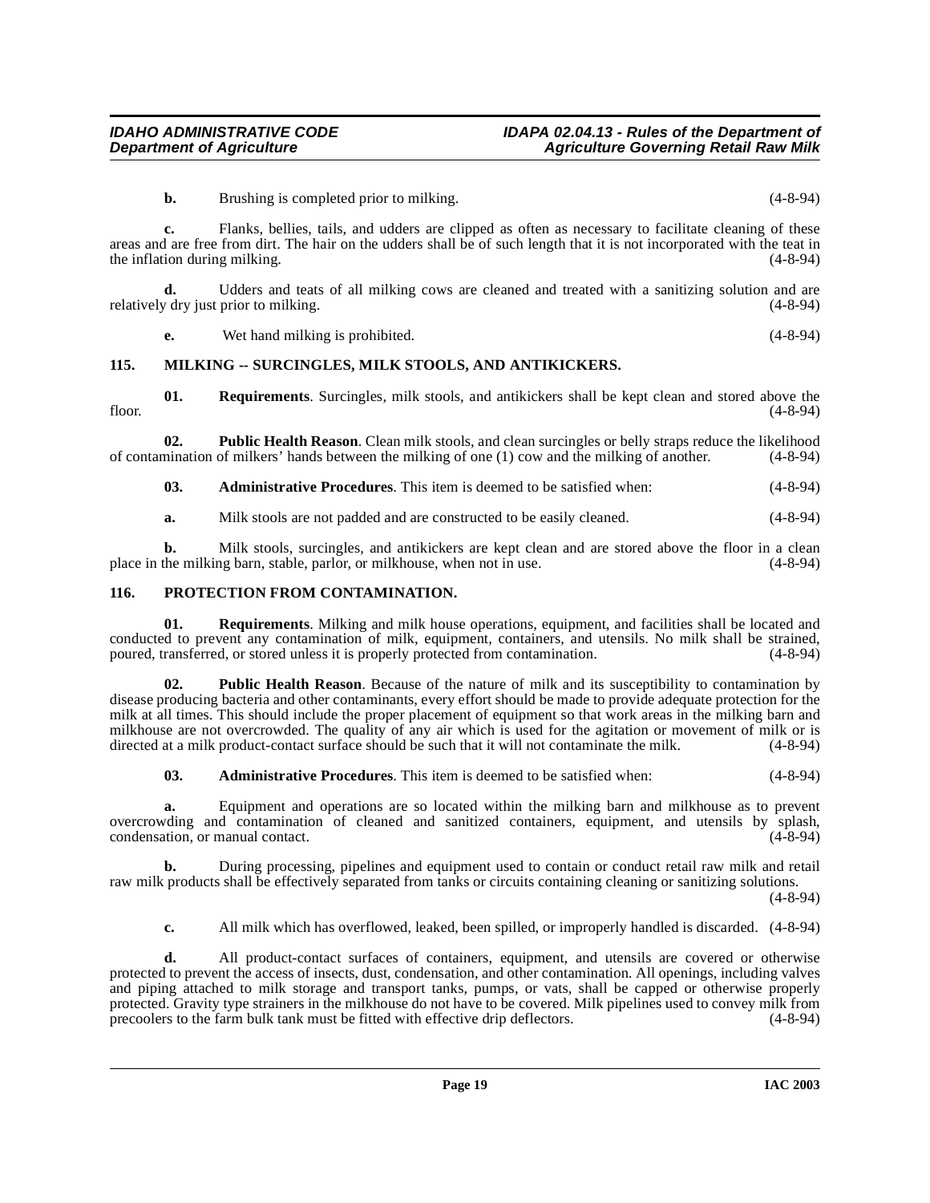**b.** Brushing is completed prior to milking. (4-8-94)

**c.** Flanks, bellies, tails, and udders are clipped as often as necessary to facilitate cleaning of these areas and are free from dirt. The hair on the udders shall be of such length that it is not incorporated with the teat in the inflation during milking. (4-8-94)

**d.** Udders and teats of all milking cows are cleaned and treated with a sanitizing solution and are relatively dry just prior to milking. (4-8-94)

**e.** Wet hand milking is prohibited. (4-8-94)

## 115. MILKING -- SURCINGLES, MILK STOOLS, AND ANTIKICKERS.

**01. Requirements**. Surcingles, milk stools, and antikickers shall be kept clean and stored above the floor. (4-8-94)

**02. Public Health Reason**. Clean milk stools, and clean surcingles or belly straps reduce the likelihood of contamination of milkers' hands between the milking of one (1) cow and the milking of another. (4-8-94)

**03. Administrative Procedures**. This item is deemed to be satisfied when: (4-8-94)

**a.** Milk stools are not padded and are constructed to be easily cleaned. (4-8-94)

**b.** Milk stools, surcingles, and antikickers are kept clean and are stored above the floor in a clean place in the milking barn, stable, parlor, or milkhouse, when not in use. (4-8-94)

## 116. PROTECTION FROM CONTAMINATION.

**01. Requirements**. Milking and milk house operations, equipment, and facilities shall be located and conducted to prevent any contamination of milk, equipment, containers, and utensils. No milk shall be strained, poured, transferred, or stored unless it is properly protected from contamination. (4-8-94)

**02. Public Health Reason**. Because of the nature of milk and its susceptibility to contamination by disease producing bacteria and other contaminants, every effort should be made to provide adequate protection for the milk at all times. This should include the proper placement of equipment so that work areas in the milking barn and milkhouse are not overcrowded. The quality of any air which is used for the agitation or movement of milk or is directed at a milk product-contact surface should be such that it will not contaminate the milk. (4-8-94)

**03. Administrative Procedures**. This item is deemed to be satisfied when: (4-8-94)

**a.** Equipment and operations are so located within the milking barn and milkhouse as to prevent overcrowding and contamination of cleaned and sanitized containers, equipment, and utensils by splash, condensation, or manual contact. (4-8-94)

**b.** During processing, pipelines and equipment used to contain or conduct retail raw milk and retail raw milk products shall be effectively separated from tanks or circuits containing cleaning or sanitizing solutions. (4-8-94)

**c.** All milk which has overflowed, leaked, been spilled, or improperly handled is discarded. (4-8-94)

**d.** All product-contact surfaces of containers, equipment, and utensils are covered or otherwise protected to prevent the access of insects, dust, condensation, and other contamination. All openings, including valves and piping attached to milk storage and transport tanks, pumps, or vats, shall be capped or otherwise properly protected. Gravity type strainers in the milkhouse do not have to be covered. Milk pipelines used to convey milk from precoolers to the farm bulk tank must be fitted with effective drip deflectors. (4-8-94)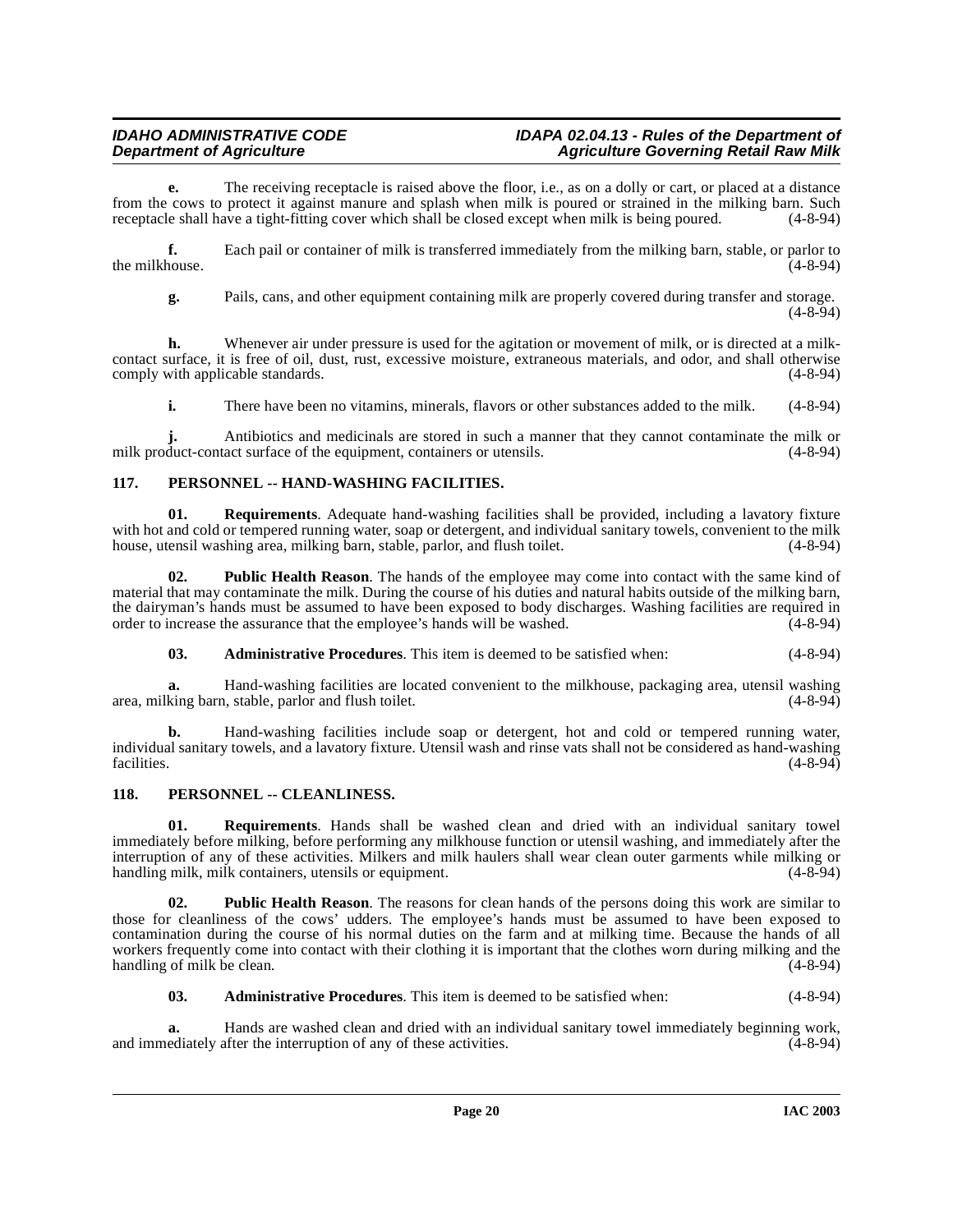**e.** The receiving receptacle is raised above the floor, i.e., as on a dolly or cart, or placed at a distance from the cows to protect it against manure and splash when milk is poured or strained in the milking barn. Such receptacle shall have a tight-fitting cover which shall be closed except when milk is being poured. (4-8-94)

**f.** Each pail or container of milk is transferred immediately from the milking barn, stable, or parlor to the milkhouse. (4-8-94)

**g.** Pails, cans, and other equipment containing milk are properly covered during transfer and storage. (4-8-94)

**h.** Whenever air under pressure is used for the agitation or movement of milk, or is directed at a milk-contact surface, it is free of oil, dust, rust, excessive moisture, extraneous materials, and odor, and shall otherwise comply with applicable standards. (4-8-94)

**i.** There have been no vitamins, minerals, flavors or other substances added to the milk. (4-8-94)

**j.** Antibiotics and medicinals are stored in such a manner that they cannot contaminate the milk or milk product-contact surface of the equipment, containers or utensils. (4-8-94)

### 117. PERSONNEL -- HAND-WASHING FACILITIES.

**01. Requirements**. Adequate hand-washing facilities shall be provided, including a lavatory fixture with hot and cold or tempered running water, soap or detergent, and individual sanitary towels, convenient to the milk house, utensil washing area, milking barn, stable, parlor, and flush toilet. (4-8-94)

**02. Public Health Reason**. The hands of the employee may come into contact with the same kind of material that may contaminate the milk. During the course of his duties and natural habits outside of the milking barn, the dairyman's hands must be assumed to have been exposed to body discharges. Washing facilities are required in order to increase the assurance that the employee's hands will be washed. (4-8-94)

**03. Administrative Procedures**. This item is deemed to be satisfied when: (4-8-94)

**a.** Hand-washing facilities are located convenient to the milkhouse, packaging area, utensil washing area, milking barn, stable, parlor and flush toilet. (4-8-94)

**b.** Hand-washing facilities include soap or detergent, hot and cold or tempered running water, individual sanitary towels, and a lavatory fixture. Utensil wash and rinse vats shall not be considered as hand-washing facilities. (4-8-94)

### 118. PERSONNEL -- CLEANLINESS.

**01. Requirements**. Hands shall be washed clean and dried with an individual sanitary towel immediately before milking, before performing any milkhouse function or utensil washing, and immediately after the interruption of any of these activities. Milkers and milk haulers shall wear clean outer garments while milking or handling milk, milk containers, utensils or equipment. (4-8-94)

**02. Public Health Reason**. The reasons for clean hands of the persons doing this work are similar to those for cleanliness of the cows' udders. The employee's hands must be assumed to have been exposed to contamination during the course of his normal duties on the farm and at milking time. Because the hands of all workers frequently come into contact with their clothing it is important that the clothes worn during milking and the handling of milk be clean. (4-8-94)

**03. Administrative Procedures**. This item is deemed to be satisfied when: (4-8-94)

**a.** Hands are washed clean and dried with an individual sanitary towel immediately beginning work, and immediately after the interruption of any of these activities. (4-8-94)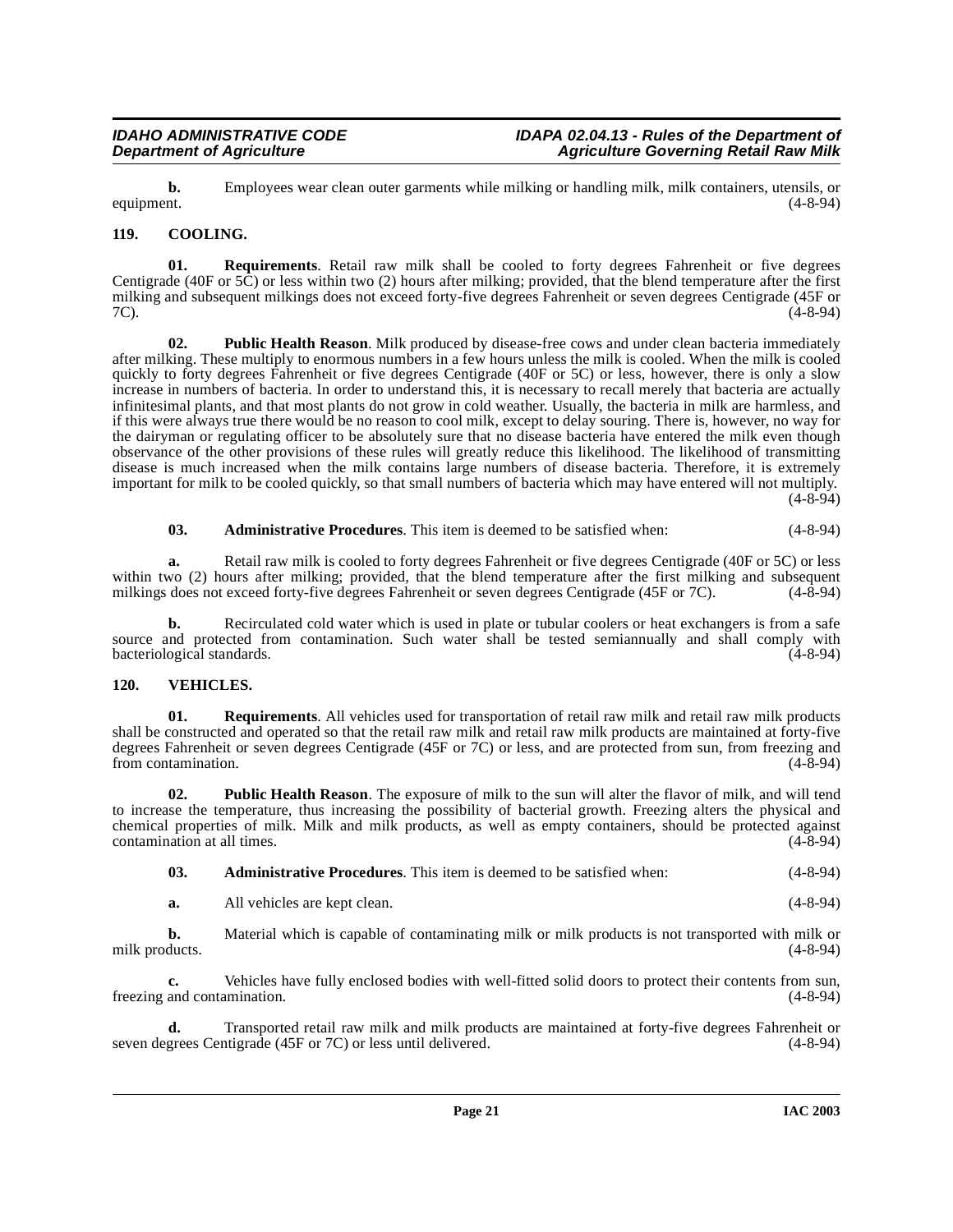**b.** Employees wear clean outer garments while milking or handling milk, milk containers, utensils, or equipment. (4-8-94)

## 119. COOLING.

**01. Requirements**. Retail raw milk shall be cooled to forty degrees Fahrenheit or five degrees Centigrade (40F or 5C) or less within two (2) hours after milking; provided, that the blend temperature after the first milking and subsequent milkings does not exceed forty-five degrees Fahrenheit or seven degrees Centigrade (45F or 7C). (4-8-94)

**02. Public Health Reason**. Milk produced by disease-free cows and under clean bacteria immediately after milking. These multiply to enormous numbers in a few hours unless the milk is cooled. When the milk is cooled quickly to forty degrees Fahrenheit or five degrees Centigrade (40F or 5C) or less, however, there is only a slow increase in numbers of bacteria. In order to understand this, it is necessary to recall merely that bacteria are actually infinitesimal plants, and that most plants do not grow in cold weather. Usually, the bacteria in milk are harmless, and if this were always true there would be no reason to cool milk, except to delay souring. There is, however, no way for the dairyman or regulating officer to be absolutely sure that no disease bacteria have entered the milk even though observance of the other provisions of these rules will greatly reduce this likelihood. The likelihood of transmitting disease is much increased when the milk contains large numbers of disease bacteria. Therefore, it is extremely important for milk to be cooled quickly, so that small numbers of bacteria which may have entered will not multiply. (4-8-94)

**03. Administrative Procedures**. This item is deemed to be satisfied when: (4-8-94)

**a.** Retail raw milk is cooled to forty degrees Fahrenheit or five degrees Centigrade (40F or 5C) or less within two (2) hours after milking; provided, that the blend temperature after the first milking and subsequent milkings does not exceed forty-five degrees Fahrenheit or seven degrees Centigrade (45F or 7C). (4-8-94)

**b.** Recirculated cold water which is used in plate or tubular coolers or heat exchangers is from a safe source and protected from contamination. Such water shall be tested semiannually and shall comply with bacteriological standards. (4-8-94)

## 120. VEHICLES.

**01. Requirements**. All vehicles used for transportation of retail raw milk and retail raw milk products shall be constructed and operated so that the retail raw milk and retail raw milk products are maintained at forty-five degrees Fahrenheit or seven degrees Centigrade (45F or 7C) or less, and are protected from sun, from freezing and from contamination. (4-8-94)

**02. Public Health Reason**. The exposure of milk to the sun will alter the flavor of milk, and will tend to increase the temperature, thus increasing the possibility of bacterial growth. Freezing alters the physical and chemical properties of milk. Milk and milk products, as well as empty containers, should be protected against contamination at all times. (4-8-94)

**03. Administrative Procedures**. This item is deemed to be satisfied when: (4-8-94)

**a.** All vehicles are kept clean. (4-8-94)

**b.** Material which is capable of contaminating milk or milk products is not transported with milk or milk products. (4-8-94)

**c.** Vehicles have fully enclosed bodies with well-fitted solid doors to protect their contents from sun, freezing and contamination. (4-8-94)

**d.** Transported retail raw milk and milk products are maintained at forty-five degrees Fahrenheit or seven degrees Centigrade (45F or 7C) or less until delivered. (4-8-94)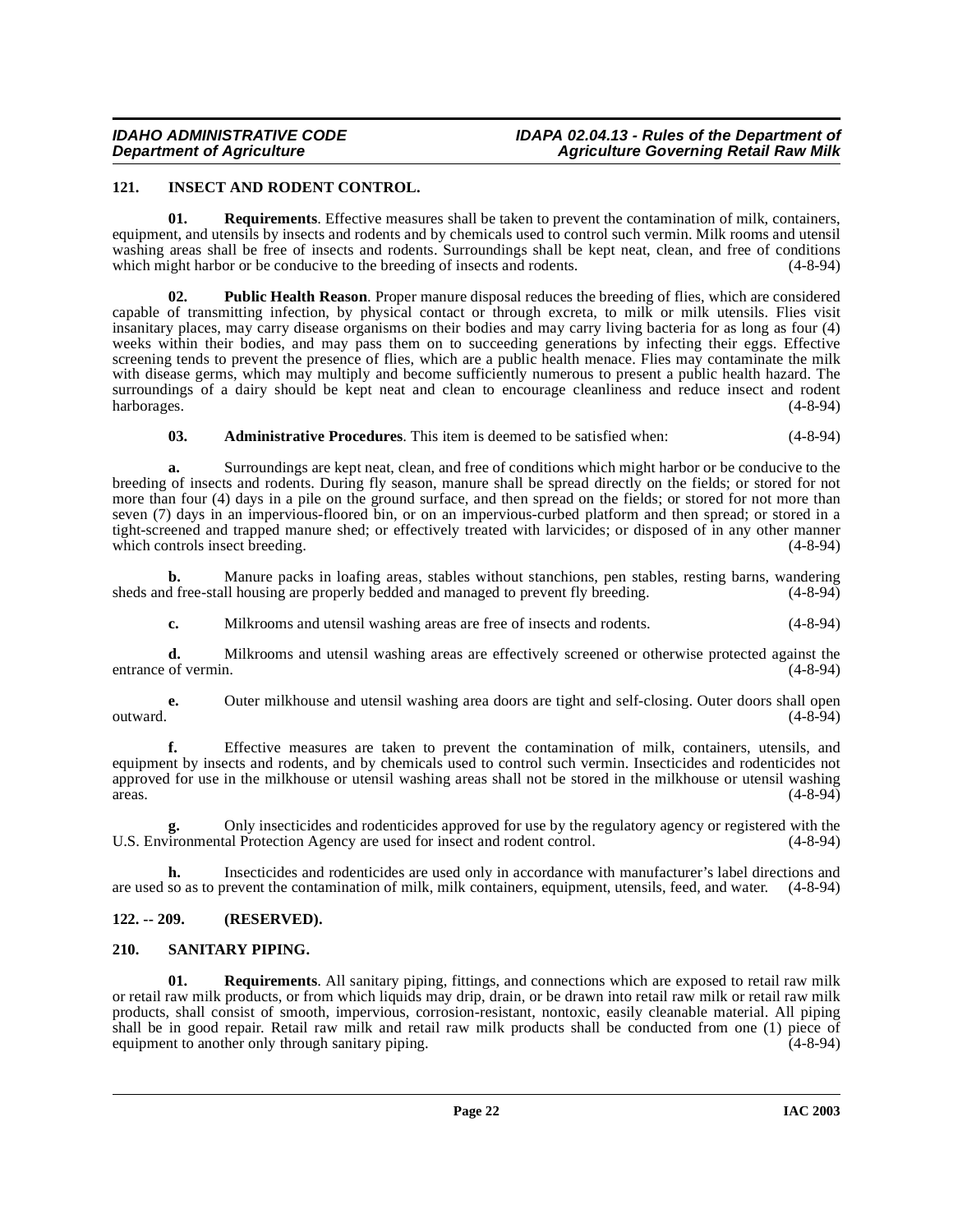## 121. INSECT AND RODENT CONTROL.

**01. Requirements**. Effective measures shall be taken to prevent the contamination of milk, containers, equipment, and utensils by insects and rodents and by chemicals used to control such vermin. Milk rooms and utensil washing areas shall be free of insects and rodents. Surroundings shall be kept neat, clean, and free of conditions which might harbor or be conducive to the breeding of insects and rodents. (4-8-94)

**02. Public Health Reason**. Proper manure disposal reduces the breeding of flies, which are considered capable of transmitting infection, by physical contact or through excreta, to milk or milk utensils. Flies visit insanitary places, may carry disease organisms on their bodies and may carry living bacteria for as long as four (4) weeks within their bodies, and may pass them on to succeeding generations by infecting their eggs. Effective screening tends to prevent the presence of flies, which are a public health menace. Flies may contaminate the milk with disease germs, which may multiply and become sufficiently numerous to present a public health hazard. The surroundings of a dairy should be kept neat and clean to encourage cleanliness and reduce insect and rodent harborages. (4-8-94)

**03. Administrative Procedures**. This item is deemed to be satisfied when: (4-8-94)

**a.** Surroundings are kept neat, clean, and free of conditions which might harbor or be conducive to the breeding of insects and rodents. During fly season, manure shall be spread directly on the fields; or stored for not more than four (4) days in a pile on the ground surface, and then spread on the fields; or stored for not more than seven (7) days in an impervious-floored bin, or on an impervious-curbed platform and then spread; or stored in a tight-screened and trapped manure shed; or effectively treated with larvicides; or disposed of in any other manner which controls insect breeding. (4-8-94)

**b.** Manure packs in loafing areas, stables without stanchions, pen stables, resting barns, wandering sheds and free-stall housing are properly bedded and managed to prevent fly breeding. (4-8-94)

**c.** Milkrooms and utensil washing areas are free of insects and rodents. (4-8-94)

**d.** Milkrooms and utensil washing areas are effectively screened or otherwise protected against the entrance of vermin. (4-8-94)

**e.** Outer milkhouse and utensil washing area doors are tight and self-closing. Outer doors shall open outward. (4-8-94)

**f.** Effective measures are taken to prevent the contamination of milk, containers, utensils, and equipment by insects and rodents, and by chemicals used to control such vermin. Insecticides and rodenticides not approved for use in the milkhouse or utensil washing areas shall not be stored in the milkhouse or utensil washing areas. (4-8-94)

**g.** Only insecticides and rodenticides approved for use by the regulatory agency or registered with the U.S. Environmental Protection Agency are used for insect and rodent control. (4-8-94)

**h.** Insecticides and rodenticides are used only in accordance with manufacturer's label directions and are used so as to prevent the contamination of milk, milk containers, equipment, utensils, feed, and water. (4-8-94)

## 122. -- 209. (RESERVED).

## 210. SANITARY PIPING.

**01. Requirements**. All sanitary piping, fittings, and connections which are exposed to retail raw milk or retail raw milk products, or from which liquids may drip, drain, or be drawn into retail raw milk or retail raw milk products, shall consist of smooth, impervious, corrosion-resistant, nontoxic, easily cleanable material. All piping shall be in good repair. Retail raw milk and retail raw milk products shall be conducted from one (1) piece of equipment to another only through sanitary piping. (4-8-94)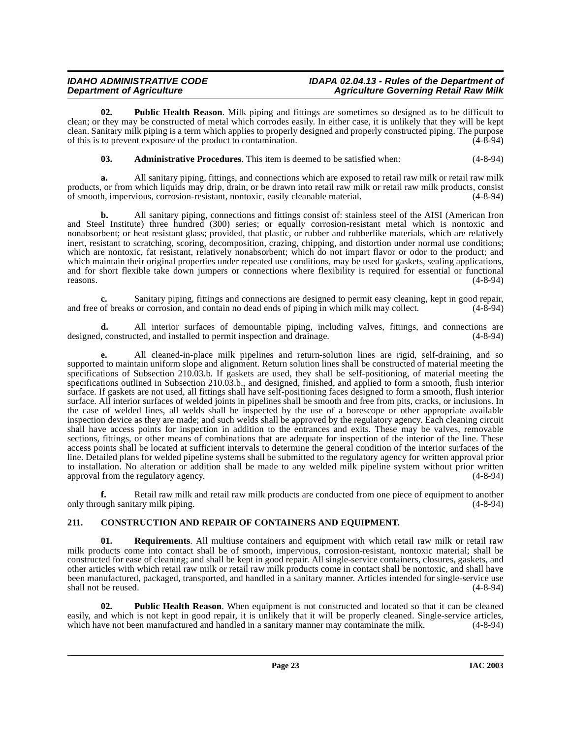**02. Public Health Reason**. Milk piping and fittings are sometimes so designed as to be difficult to clean; or they may be constructed of metal which corrodes easily. In either case, it is unlikely that they will be kept clean. Sanitary milk piping is a term which applies to properly designed and properly constructed piping. The purpose of this is to prevent exposure of the product to contamination. (4-8-94)

**03. Administrative Procedures**. This item is deemed to be satisfied when: (4-8-94)

**a.** All sanitary piping, fittings, and connections which are exposed to retail raw milk or retail raw milk products, or from which liquids may drip, drain, or be drawn into retail raw milk or retail raw milk products, consist of smooth, impervious, corrosion-resistant, nontoxic, easily cleanable material. (4-8-94)

**b.** All sanitary piping, connections and fittings consist of: stainless steel of the AISI (American Iron and Steel Institute) three hundred (300) series; or equally corrosion-resistant metal which is nontoxic and nonabsorbent; or heat resistant glass; provided, that plastic, or rubber and rubberlike materials, which are relatively inert, resistant to scratching, scoring, decomposition, crazing, chipping, and distortion under normal use conditions; which are nontoxic, fat resistant, relatively nonabsorbent; which do not impart flavor or odor to the product; and which maintain their original properties under repeated use conditions, may be used for gaskets, sealing applications, and for short flexible take down jumpers or connections where flexibility is required for essential or functional reasons. (4-8-94)

**c.** Sanitary piping, fittings and connections are designed to permit easy cleaning, kept in good repair, and free of breaks or corrosion, and contain no dead ends of piping in which milk may collect. (4-8-94)

**d.** All interior surfaces of demountable piping, including valves, fittings, and connections are designed, constructed, and installed to permit inspection and drainage. (4-8-94)

**e.** All cleaned-in-place milk pipelines and return-solution lines are rigid, self-draining, and so supported to maintain uniform slope and alignment. Return solution lines shall be constructed of material meeting the specifications of Subsection 210.03.b. If gaskets are used, they shall be self-positioning, of material meeting the specifications outlined in Subsection 210.03.b., and designed, finished, and applied to form a smooth, flush interior surface. If gaskets are not used, all fittings shall have self-positioning faces designed to form a smooth, flush interior surface. All interior surfaces of welded joints in pipelines shall be smooth and free from pits, cracks, or inclusions. In the case of welded lines, all welds shall be inspected by the use of a borescope or other appropriate available inspection device as they are made; and such welds shall be approved by the regulatory agency. Each cleaning circuit shall have access points for inspection in addition to the entrances and exits. These may be valves, removable sections, fittings, or other means of combinations that are adequate for inspection of the interior of the line. These access points shall be located at sufficient intervals to determine the general condition of the interior surfaces of the line. Detailed plans for welded pipeline systems shall be submitted to the regulatory agency for written approval prior to installation. No alteration or addition shall be made to any welded milk pipeline system without prior written approval from the regulatory agency. (4-8-94)

**f.** Retail raw milk and retail raw milk products are conducted from one piece of equipment to another only through sanitary milk piping. (4-8-94)

## 211. CONSTRUCTION AND REPAIR OF CONTAINERS AND EQUIPMENT.

**01. Requirements**. All multiuse containers and equipment with which retail raw milk or retail raw milk products come into contact shall be of smooth, impervious, corrosion-resistant, nontoxic material; shall be constructed for ease of cleaning; and shall be kept in good repair. All single-service containers, closures, gaskets, and other articles with which retail raw milk or retail raw milk products come in contact shall be nontoxic, and shall have been manufactured, packaged, transported, and handled in a sanitary manner. Articles intended for single-service use shall not be reused. (4-8-94)

**02. Public Health Reason**. When equipment is not constructed and located so that it can be cleaned easily, and which is not kept in good repair, it is unlikely that it will be properly cleaned. Single-service articles, which have not been manufactured and handled in a sanitary manner may contaminate the milk. (4-8-94)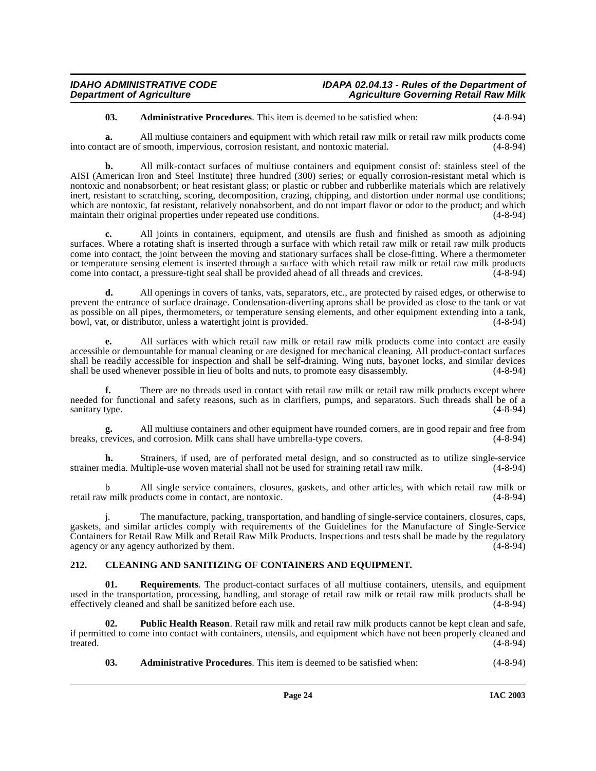**03. Administrative Procedures**. This item is deemed to be satisfied when: (4-8-94)

**a.** All multiuse containers and equipment with which retail raw milk or retail raw milk products come into contact are of smooth, impervious, corrosion resistant, and nontoxic material. (4-8-94)

**b.** All milk-contact surfaces of multiuse containers and equipment consist of: stainless steel of the AISI (American Iron and Steel Institute) three hundred (300) series; or equally corrosion-resistant metal which is nontoxic and nonabsorbent; or heat resistant glass; or plastic or rubber and rubberlike materials which are relatively inert, resistant to scratching, scoring, decomposition, crazing, chipping, and distortion under normal use conditions; which are nontoxic, fat resistant, relatively nonabsorbent, and do not impart flavor or odor to the product; and which maintain their original properties under repeated use conditions. (4-8-94)

**c.** All joints in containers, equipment, and utensils are flush and finished as smooth as adjoining surfaces. Where a rotating shaft is inserted through a surface with which retail raw milk or retail raw milk products come into contact, the joint between the moving and stationary surfaces shall be close-fitting. Where a thermometer or temperature sensing element is inserted through a surface with which retail raw milk or retail raw milk products come into contact, a pressure-tight seal shall be provided ahead of all threads and crevices. (4-8-94)

**d.** All openings in covers of tanks, vats, separators, etc., are protected by raised edges, or otherwise to prevent the entrance of surface drainage. Condensation-diverting aprons shall be provided as close to the tank or vat as possible on all pipes, thermometers, or temperature sensing elements, and other equipment extending into a tank, bowl, vat, or distributor, unless a watertight joint is provided. (4-8-94)

**e.** All surfaces with which retail raw milk or retail raw milk products come into contact are easily accessible or demountable for manual cleaning or are designed for mechanical cleaning. All product-contact surfaces shall be readily accessible for inspection and shall be self-draining. Wing nuts, bayonet locks, and similar devices shall be used whenever possible in lieu of bolts and nuts, to promote easy disassembly. (4-8-94)

**f.** There are no threads used in contact with retail raw milk or retail raw milk products except where needed for functional and safety reasons, such as in clarifiers, pumps, and separators. Such threads shall be of a sanitary type. (4-8-94)

**g.** All multiuse containers and other equipment have rounded corners, are in good repair and free from breaks, crevices, and corrosion. Milk cans shall have umbrella-type covers. (4-8-94)

**h.** Strainers, if used, are of perforated metal design, and so constructed as to utilize single-service strainer media. Multiple-use woven material shall not be used for straining retail raw milk. (4-8-94)

b All single service containers, closures, gaskets, and other articles, with which retail raw milk or retail raw milk products come in contact, are nontoxic. (4-8-94)

j. The manufacture, packing, transportation, and handling of single-service containers, closures, caps, gaskets, and similar articles comply with requirements of the Guidelines for the Manufacture of Single-Service Containers for Retail Raw Milk and Retail Raw Milk Products. Inspections and tests shall be made by the regulatory agency or any agency authorized by them. (4-8-94)

## 212. CLEANING AND SANITIZING OF CONTAINERS AND EQUIPMENT.

**01. Requirements**. The product-contact surfaces of all multiuse containers, utensils, and equipment used in the transportation, processing, handling, and storage of retail raw milk or retail raw milk products shall be effectively cleaned and shall be sanitized before each use. (4-8-94)

**02. Public Health Reason**. Retail raw milk and retail raw milk products cannot be kept clean and safe, if permitted to come into contact with containers, utensils, and equipment which have not been properly cleaned and treated. (4-8-94)

**03. Administrative Procedures**. This item is deemed to be satisfied when: (4-8-94)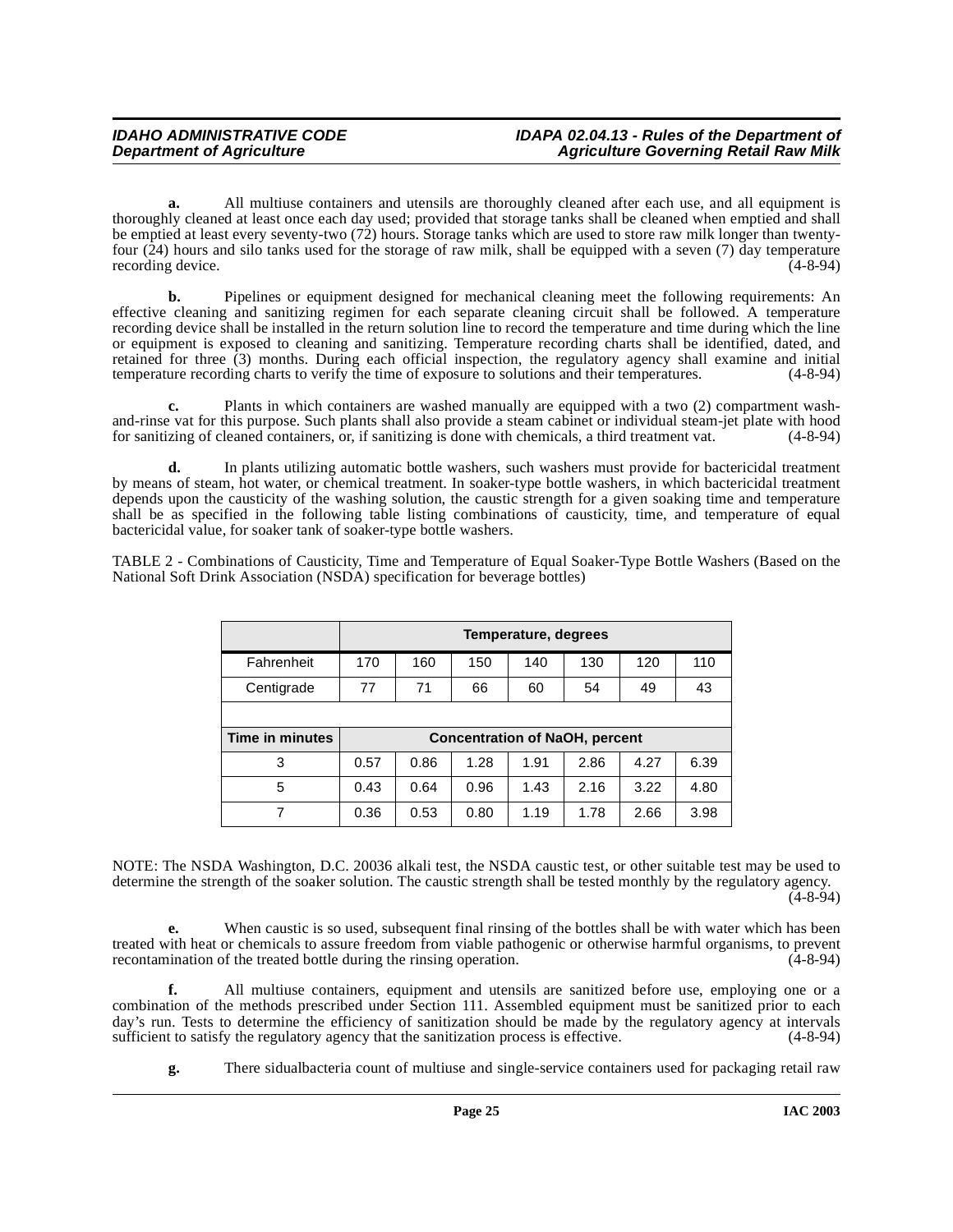**a.** All multiuse containers and utensils are thoroughly cleaned after each use, and all equipment is thoroughly cleaned at least once each day used; provided that storage tanks shall be cleaned when emptied and shall be emptied at least every seventy-two (72) hours. Storage tanks which are used to store raw milk longer than twenty-four (24) hours and silo tanks used for the storage of raw milk, shall be equipped with a seven (7) day temperature recording device. (4-8-94)

**b.** Pipelines or equipment designed for mechanical cleaning meet the following requirements: An effective cleaning and sanitizing regimen for each separate cleaning circuit shall be followed. A temperature recording device shall be installed in the return solution line to record the temperature and time during which the line or equipment is exposed to cleaning and sanitizing. Temperature recording charts shall be identified, dated, and retained for three (3) months. During each official inspection, the regulatory agency shall examine and initial temperature recording charts to verify the time of exposure to solutions and their temperatures. (4-8-94)

**c.** Plants in which containers are washed manually are equipped with a two (2) compartment wash-and-rinse vat for this purpose. Such plants shall also provide a steam cabinet or individual steam-jet plate with hood for sanitizing of cleaned containers, or, if sanitizing is done with chemicals, a third treatment vat. (4-8-94)

**d.** In plants utilizing automatic bottle washers, such washers must provide for bactericidal treatment by means of steam, hot water, or chemical treatment. In soaker-type bottle washers, in which bactericidal treatment depends upon the causticity of the washing solution, the caustic strength for a given soaking time and temperature shall be as specified in the following table listing combinations of causticity, time, and temperature of equal bactericidal value, for soaker tank of soaker-type bottle washers.

TABLE 2 - Combinations of Causticity, Time and Temperature of Equal Soaker-Type Bottle Washers (Based on the National Soft Drink Association (NSDA) specification for beverage bottles)

| | Temperature, degrees | | | | | | |
|---|---|---|---|---|---|---|---|
| Fahrenheit | 170 | 160 | 150 | 140 | 130 | 120 | 110 |
| Centigrade | 77 | 71 | 66 | 60 | 54 | 49 | 43 |
| | | | | | | | |
| **Time in minutes** | **Concentration of NaOH, percent** | | | | | | |
| 3 | 0.57 | 0.86 | 1.28 | 1.91 | 2.86 | 4.27 | 6.39 |
| 5 | 0.43 | 0.64 | 0.96 | 1.43 | 2.16 | 3.22 | 4.80 |
| 7 | 0.36 | 0.53 | 0.80 | 1.19 | 1.78 | 2.66 | 3.98 |

NOTE: The NSDA Washington, D.C. 20036 alkali test, the NSDA caustic test, or other suitable test may be used to determine the strength of the soaker solution. The caustic strength shall be tested monthly by the regulatory agency. (4-8-94)

**e.** When caustic is so used, subsequent final rinsing of the bottles shall be with water which has been treated with heat or chemicals to assure freedom from viable pathogenic or otherwise harmful organisms, to prevent recontamination of the treated bottle during the rinsing operation. (4-8-94)

**f.** All multiuse containers, equipment and utensils are sanitized before use, employing one or a combination of the methods prescribed under Section 111. Assembled equipment must be sanitized prior to each day's run. Tests to determine the efficiency of sanitization should be made by the regulatory agency at intervals sufficient to satisfy the regulatory agency that the sanitization process is effective. (4-8-94)

**g.** There sidualbacteria count of multiuse and single-service containers used for packaging retail raw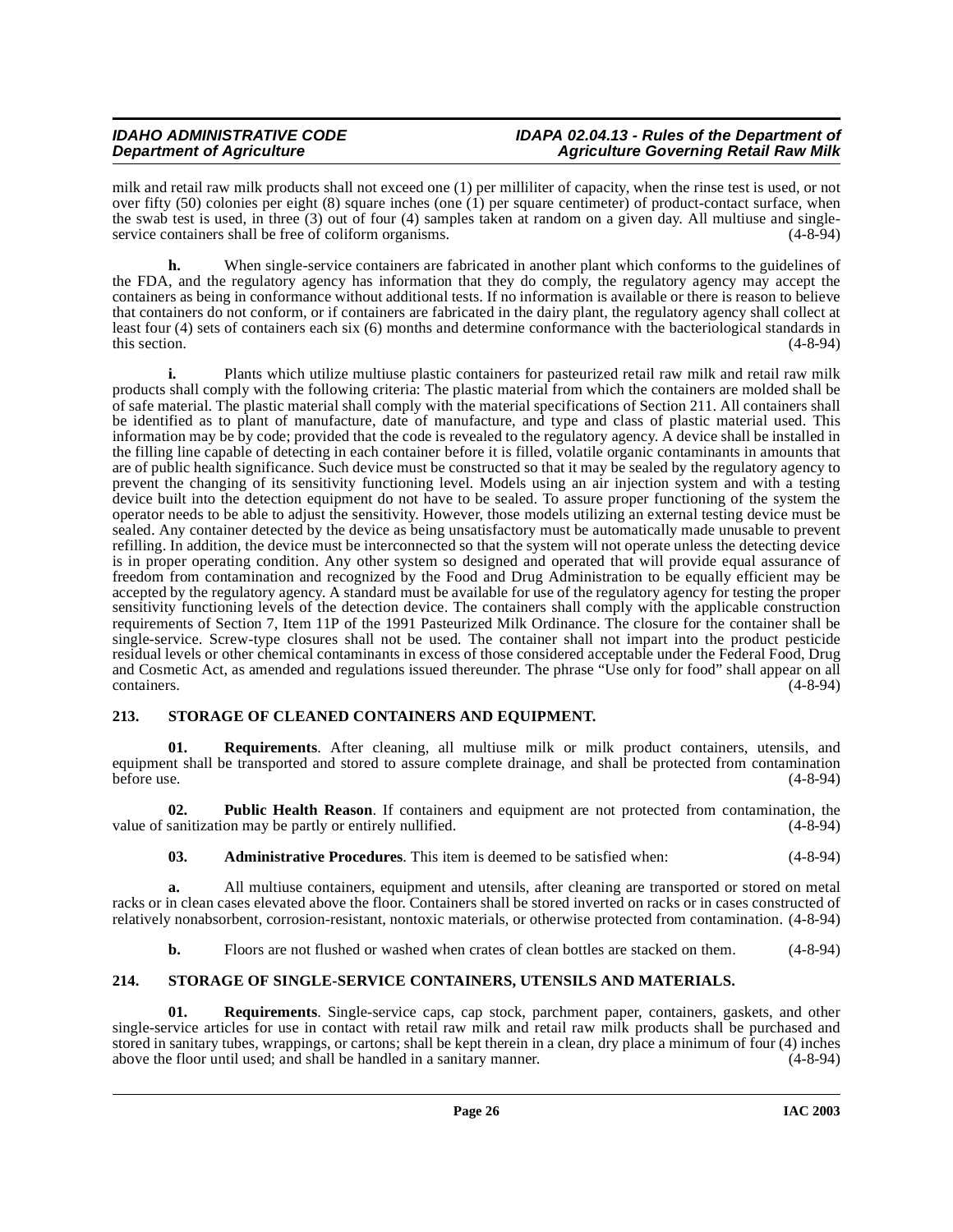milk and retail raw milk products shall not exceed one (1) per milliliter of capacity, when the rinse test is used, or not over fifty (50) colonies per eight (8) square inches (one (1) per square centimeter) of product-contact surface, when the swab test is used, in three (3) out of four (4) samples taken at random on a given day. All multiuse and single-service containers shall be free of coliform organisms. (4-8-94)

**h.** When single-service containers are fabricated in another plant which conforms to the guidelines of the FDA, and the regulatory agency has information that they do comply, the regulatory agency may accept the containers as being in conformance without additional tests. If no information is available or there is reason to believe that containers do not conform, or if containers are fabricated in the dairy plant, the regulatory agency shall collect at least four (4) sets of containers each six (6) months and determine conformance with the bacteriological standards in this section. (4-8-94)

**i.** Plants which utilize multiuse plastic containers for pasteurized retail raw milk and retail raw milk products shall comply with the following criteria: The plastic material from which the containers are molded shall be of safe material. The plastic material shall comply with the material specifications of Section 211. All containers shall be identified as to plant of manufacture, date of manufacture, and type and class of plastic material used. This information may be by code; provided that the code is revealed to the regulatory agency. A device shall be installed in the filling line capable of detecting in each container before it is filled, volatile organic contaminants in amounts that are of public health significance. Such device must be constructed so that it may be sealed by the regulatory agency to prevent the changing of its sensitivity functioning level. Models using an air injection system and with a testing device built into the detection equipment do not have to be sealed. To assure proper functioning of the system the operator needs to be able to adjust the sensitivity. However, those models utilizing an external testing device must be sealed. Any container detected by the device as being unsatisfactory must be automatically made unusable to prevent refilling. In addition, the device must be interconnected so that the system will not operate unless the detecting device is in proper operating condition. Any other system so designed and operated that will provide equal assurance of freedom from contamination and recognized by the Food and Drug Administration to be equally efficient may be accepted by the regulatory agency. A standard must be available for use of the regulatory agency for testing the proper sensitivity functioning levels of the detection device. The containers shall comply with the applicable construction requirements of Section 7, Item 11P of the 1991 Pasteurized Milk Ordinance. The closure for the container shall be single-service. Screw-type closures shall not be used. The container shall not impart into the product pesticide residual levels or other chemical contaminants in excess of those considered acceptable under the Federal Food, Drug and Cosmetic Act, as amended and regulations issued thereunder. The phrase "Use only for food" shall appear on all containers. (4-8-94)

## 213. STORAGE OF CLEANED CONTAINERS AND EQUIPMENT.

**01. Requirements**. After cleaning, all multiuse milk or milk product containers, utensils, and equipment shall be transported and stored to assure complete drainage, and shall be protected from contamination before use. (4-8-94)

**02. Public Health Reason**. If containers and equipment are not protected from contamination, the value of sanitization may be partly or entirely nullified. (4-8-94)

**03. Administrative Procedures**. This item is deemed to be satisfied when: (4-8-94)

**a.** All multiuse containers, equipment and utensils, after cleaning are transported or stored on metal racks or in clean cases elevated above the floor. Containers shall be stored inverted on racks or in cases constructed of relatively nonabsorbent, corrosion-resistant, nontoxic materials, or otherwise protected from contamination. (4-8-94)

**b.** Floors are not flushed or washed when crates of clean bottles are stacked on them. (4-8-94)

## 214. STORAGE OF SINGLE-SERVICE CONTAINERS, UTENSILS AND MATERIALS.

**01. Requirements**. Single-service caps, cap stock, parchment paper, containers, gaskets, and other single-service articles for use in contact with retail raw milk and retail raw milk products shall be purchased and stored in sanitary tubes, wrappings, or cartons; shall be kept therein in a clean, dry place a minimum of four (4) inches above the floor until used; and shall be handled in a sanitary manner. (4-8-94)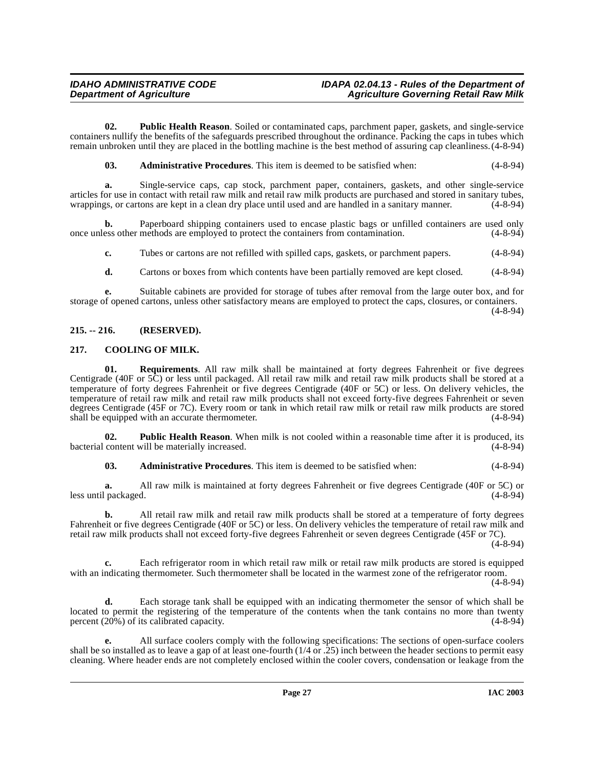**02. Public Health Reason**. Soiled or contaminated caps, parchment paper, gaskets, and single-service containers nullify the benefits of the safeguards prescribed throughout the ordinance. Packing the caps in tubes which remain unbroken until they are placed in the bottling machine is the best method of assuring cap cleanliness. (4-8-94)

**03. Administrative Procedures**. This item is deemed to be satisfied when: (4-8-94)

**a.** Single-service caps, cap stock, parchment paper, containers, gaskets, and other single-service articles for use in contact with retail raw milk and retail raw milk products are purchased and stored in sanitary tubes, wrappings, or cartons are kept in a clean dry place until used and are handled in a sanitary manner. (4-8-94)

**b.** Paperboard shipping containers used to encase plastic bags or unfilled containers are used only once unless other methods are employed to protect the containers from contamination. (4-8-94)

**c.** Tubes or cartons are not refilled with spilled caps, gaskets, or parchment papers. (4-8-94)

**d.** Cartons or boxes from which contents have been partially removed are kept closed. (4-8-94)

**e.** Suitable cabinets are provided for storage of tubes after removal from the large outer box, and for storage of opened cartons, unless other satisfactory means are employed to protect the caps, closures, or containers. (4-8-94)

**215. -- 216. (RESERVED).**

**217. COOLING OF MILK.**

**01. Requirements**. All raw milk shall be maintained at forty degrees Fahrenheit or five degrees Centigrade (40F or 5C) or less until packaged. All retail raw milk and retail raw milk products shall be stored at a temperature of forty degrees Fahrenheit or five degrees Centigrade (40F or 5C) or less. On delivery vehicles, the temperature of retail raw milk and retail raw milk products shall not exceed forty-five degrees Fahrenheit or seven degrees Centigrade (45F or 7C). Every room or tank in which retail raw milk or retail raw milk products are stored shall be equipped with an accurate thermometer. (4-8-94)

**02. Public Health Reason**. When milk is not cooled within a reasonable time after it is produced, its bacterial content will be materially increased. (4-8-94)

**03. Administrative Procedures**. This item is deemed to be satisfied when: (4-8-94)

**a.** All raw milk is maintained at forty degrees Fahrenheit or five degrees Centigrade (40F or 5C) or less until packaged. (4-8-94)

**b.** All retail raw milk and retail raw milk products shall be stored at a temperature of forty degrees Fahrenheit or five degrees Centigrade (40F or 5C) or less. On delivery vehicles the temperature of retail raw milk and retail raw milk products shall not exceed forty-five degrees Fahrenheit or seven degrees Centigrade (45F or 7C). (4-8-94)

**c.** Each refrigerator room in which retail raw milk or retail raw milk products are stored is equipped with an indicating thermometer. Such thermometer shall be located in the warmest zone of the refrigerator room. (4-8-94)

**d.** Each storage tank shall be equipped with an indicating thermometer the sensor of which shall be located to permit the registering of the temperature of the contents when the tank contains no more than twenty percent (20%) of its calibrated capacity. (4-8-94)

**e.** All surface coolers comply with the following specifications: The sections of open-surface coolers shall be so installed as to leave a gap of at least one-fourth (1/4 or .25) inch between the header sections to permit easy cleaning. Where header ends are not completely enclosed within the cooler covers, condensation or leakage from the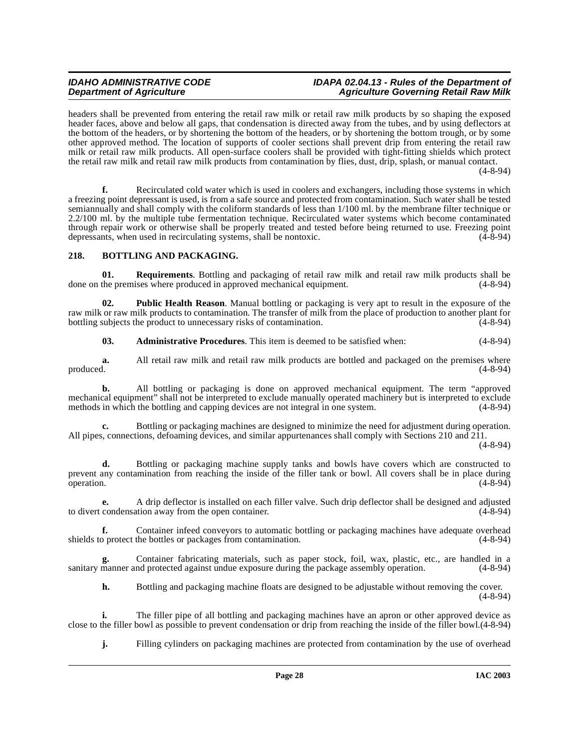headers shall be prevented from entering the retail raw milk or retail raw milk products by so shaping the exposed header faces, above and below all gaps, that condensation is directed away from the tubes, and by using deflectors at the bottom of the headers, or by shortening the bottom of the headers, or by shortening the bottom trough, or by some other approved method. The location of supports of cooler sections shall prevent drip from entering the retail raw milk or retail raw milk products. All open-surface coolers shall be provided with tight-fitting shields which protect the retail raw milk and retail raw milk products from contamination by flies, dust, drip, splash, or manual contact. (4-8-94)

**f.** Recirculated cold water which is used in coolers and exchangers, including those systems in which a freezing point depressant is used, is from a safe source and protected from contamination. Such water shall be tested semiannually and shall comply with the coliform standards of less than 1/100 ml. by the membrane filter technique or 2.2/100 ml. by the multiple tube fermentation technique. Recirculated water systems which become contaminated through repair work or otherwise shall be properly treated and tested before being returned to use. Freezing point depressants, when used in recirculating systems, shall be nontoxic. (4-8-94)

## 218. BOTTLING AND PACKAGING.

**01. Requirements**. Bottling and packaging of retail raw milk and retail raw milk products shall be done on the premises where produced in approved mechanical equipment. (4-8-94)

**02. Public Health Reason**. Manual bottling or packaging is very apt to result in the exposure of the raw milk or raw milk products to contamination. The transfer of milk from the place of production to another plant for bottling subjects the product to unnecessary risks of contamination. (4-8-94)

**03. Administrative Procedures**. This item is deemed to be satisfied when: (4-8-94)

**a.** All retail raw milk and retail raw milk products are bottled and packaged on the premises where produced. (4-8-94)

**b.** All bottling or packaging is done on approved mechanical equipment. The term "approved mechanical equipment" shall not be interpreted to exclude manually operated machinery but is interpreted to exclude methods in which the bottling and capping devices are not integral in one system. (4-8-94)

**c.** Bottling or packaging machines are designed to minimize the need for adjustment during operation. All pipes, connections, defoaming devices, and similar appurtenances shall comply with Sections 210 and 211. (4-8-94)

**d.** Bottling or packaging machine supply tanks and bowls have covers which are constructed to prevent any contamination from reaching the inside of the filler tank or bowl. All covers shall be in place during operation. (4-8-94)

**e.** A drip deflector is installed on each filler valve. Such drip deflector shall be designed and adjusted to divert condensation away from the open container. (4-8-94)

**f.** Container infeed conveyors to automatic bottling or packaging machines have adequate overhead shields to protect the bottles or packages from contamination. (4-8-94)

**g.** Container fabricating materials, such as paper stock, foil, wax, plastic, etc., are handled in a sanitary manner and protected against undue exposure during the package assembly operation. (4-8-94)

**h.** Bottling and packaging machine floats are designed to be adjustable without removing the cover. (4-8-94)

**i.** The filler pipe of all bottling and packaging machines have an apron or other approved device as close to the filler bowl as possible to prevent condensation or drip from reaching the inside of the filler bowl.(4-8-94)

**j.** Filling cylinders on packaging machines are protected from contamination by the use of overhead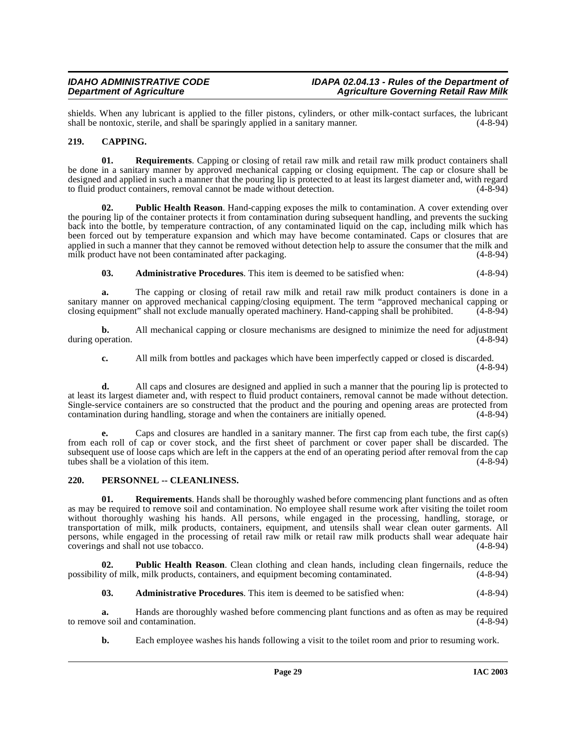shields. When any lubricant is applied to the filler pistons, cylinders, or other milk-contact surfaces, the lubricant shall be nontoxic, sterile, and shall be sparingly applied in a sanitary manner. (4-8-94)

## 219. CAPPING.

**01. Requirements**. Capping or closing of retail raw milk and retail raw milk product containers shall be done in a sanitary manner by approved mechanical capping or closing equipment. The cap or closure shall be designed and applied in such a manner that the pouring lip is protected to at least its largest diameter and, with regard to fluid product containers, removal cannot be made without detection. (4-8-94)

**02. Public Health Reason**. Hand-capping exposes the milk to contamination. A cover extending over the pouring lip of the container protects it from contamination during subsequent handling, and prevents the sucking back into the bottle, by temperature contraction, of any contaminated liquid on the cap, including milk which has been forced out by temperature expansion and which may have become contaminated. Caps or closures that are applied in such a manner that they cannot be removed without detection help to assure the consumer that the milk and milk product have not been contaminated after packaging. (4-8-94)

**03. Administrative Procedures**. This item is deemed to be satisfied when: (4-8-94)

**a.** The capping or closing of retail raw milk and retail raw milk product containers is done in a sanitary manner on approved mechanical capping/closing equipment. The term "approved mechanical capping or closing equipment" shall not exclude manually operated machinery. Hand-capping shall be prohibited. (4-8-94)

**b.** All mechanical capping or closure mechanisms are designed to minimize the need for adjustment during operation. (4-8-94)

**c.** All milk from bottles and packages which have been imperfectly capped or closed is discarded. (4-8-94)

**d.** All caps and closures are designed and applied in such a manner that the pouring lip is protected to at least its largest diameter and, with respect to fluid product containers, removal cannot be made without detection. Single-service containers are so constructed that the product and the pouring and opening areas are protected from contamination during handling, storage and when the containers are initially opened. (4-8-94)

**e.** Caps and closures are handled in a sanitary manner. The first cap from each tube, the first cap(s) from each roll of cap or cover stock, and the first sheet of parchment or cover paper shall be discarded. The subsequent use of loose caps which are left in the cappers at the end of an operating period after removal from the cap tubes shall be a violation of this item. (4-8-94)

## 220. PERSONNEL -- CLEANLINESS.

**01. Requirements**. Hands shall be thoroughly washed before commencing plant functions and as often as may be required to remove soil and contamination. No employee shall resume work after visiting the toilet room without thoroughly washing his hands. All persons, while engaged in the processing, handling, storage, or transportation of milk, milk products, containers, equipment, and utensils shall wear clean outer garments. All persons, while engaged in the processing of retail raw milk or retail raw milk products shall wear adequate hair coverings and shall not use tobacco. (4-8-94)

**02. Public Health Reason**. Clean clothing and clean hands, including clean fingernails, reduce the possibility of milk, milk products, containers, and equipment becoming contaminated. (4-8-94)

**03. Administrative Procedures**. This item is deemed to be satisfied when: (4-8-94)

**a.** Hands are thoroughly washed before commencing plant functions and as often as may be required to remove soil and contamination. (4-8-94)

**b.** Each employee washes his hands following a visit to the toilet room and prior to resuming work.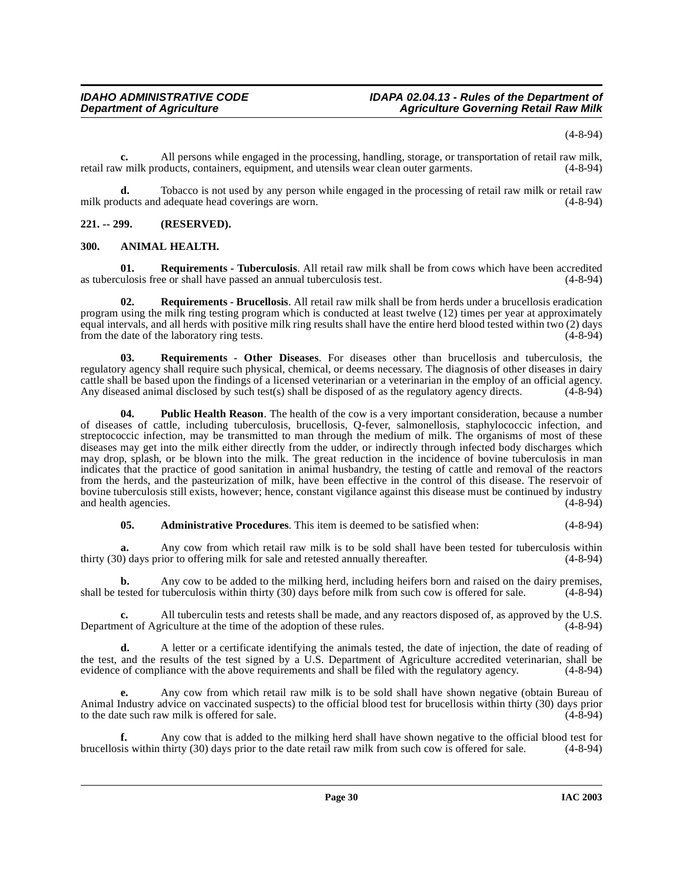(4-8-94)

**c.** All persons while engaged in the processing, handling, storage, or transportation of retail raw milk, retail raw milk products, containers, equipment, and utensils wear clean outer garments. (4-8-94)

**d.** Tobacco is not used by any person while engaged in the processing of retail raw milk or retail raw milk products and adequate head coverings are worn. (4-8-94)

## 221. -- 299. (RESERVED).

## 300. ANIMAL HEALTH.

**01. Requirements - Tuberculosis**. All retail raw milk shall be from cows which have been accredited as tuberculosis free or shall have passed an annual tuberculosis test. (4-8-94)

**02. Requirements - Brucellosis**. All retail raw milk shall be from herds under a brucellosis eradication program using the milk ring testing program which is conducted at least twelve (12) times per year at approximately equal intervals, and all herds with positive milk ring results shall have the entire herd blood tested within two (2) days from the date of the laboratory ring tests. (4-8-94)

**03. Requirements - Other Diseases**. For diseases other than brucellosis and tuberculosis, the regulatory agency shall require such physical, chemical, or deems necessary. The diagnosis of other diseases in dairy cattle shall be based upon the findings of a licensed veterinarian or a veterinarian in the employ of an official agency. Any diseased animal disclosed by such test(s) shall be disposed of as the regulatory agency directs. (4-8-94)

**04. Public Health Reason**. The health of the cow is a very important consideration, because a number of diseases of cattle, including tuberculosis, brucellosis, Q-fever, salmonellosis, staphylococcic infection, and streptococcic infection, may be transmitted to man through the medium of milk. The organisms of most of these diseases may get into the milk either directly from the udder, or indirectly through infected body discharges which may drop, splash, or be blown into the milk. The great reduction in the incidence of bovine tuberculosis in man indicates that the practice of good sanitation in animal husbandry, the testing of cattle and removal of the reactors from the herds, and the pasteurization of milk, have been effective in the control of this disease. The reservoir of bovine tuberculosis still exists, however; hence, constant vigilance against this disease must be continued by industry and health agencies. (4-8-94)

**05. Administrative Procedures**. This item is deemed to be satisfied when: (4-8-94)

**a.** Any cow from which retail raw milk is to be sold shall have been tested for tuberculosis within thirty (30) days prior to offering milk for sale and retested annually thereafter. (4-8-94)

**b.** Any cow to be added to the milking herd, including heifers born and raised on the dairy premises, shall be tested for tuberculosis within thirty (30) days before milk from such cow is offered for sale. (4-8-94)

**c.** All tuberculin tests and retests shall be made, and any reactors disposed of, as approved by the U.S. Department of Agriculture at the time of the adoption of these rules. (4-8-94)

**d.** A letter or a certificate identifying the animals tested, the date of injection, the date of reading of the test, and the results of the test signed by a U.S. Department of Agriculture accredited veterinarian, shall be evidence of compliance with the above requirements and shall be filed with the regulatory agency. (4-8-94)

**e.** Any cow from which retail raw milk is to be sold shall have shown negative (obtain Bureau of Animal Industry advice on vaccinated suspects) to the official blood test for brucellosis within thirty (30) days prior to the date such raw milk is offered for sale. (4-8-94)

**f.** Any cow that is added to the milking herd shall have shown negative to the official blood test for brucellosis within thirty (30) days prior to the date retail raw milk from such cow is offered for sale. (4-8-94)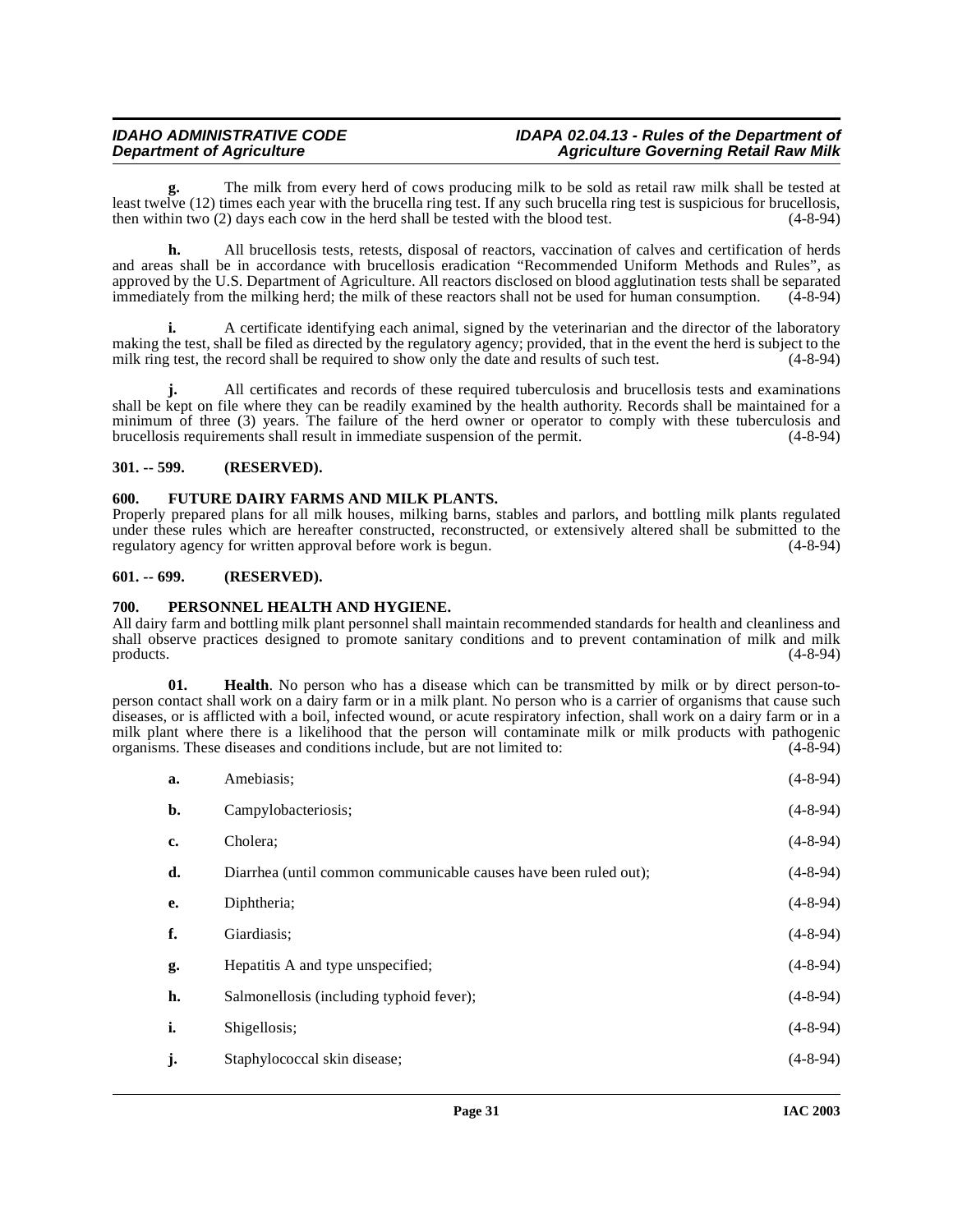**g.** The milk from every herd of cows producing milk to be sold as retail raw milk shall be tested at least twelve (12) times each year with the brucella ring test. If any such brucella ring test is suspicious for brucellosis, then within two (2) days each cow in the herd shall be tested with the blood test. (4-8-94)

**h.** All brucellosis tests, retests, disposal of reactors, vaccination of calves and certification of herds and areas shall be in accordance with brucellosis eradication "Recommended Uniform Methods and Rules", as approved by the U.S. Department of Agriculture. All reactors disclosed on blood agglutination tests shall be separated immediately from the milking herd; the milk of these reactors shall not be used for human consumption. (4-8-94)

**i.** A certificate identifying each animal, signed by the veterinarian and the director of the laboratory making the test, shall be filed as directed by the regulatory agency; provided, that in the event the herd is subject to the milk ring test, the record shall be required to show only the date and results of such test. (4-8-94)

**j.** All certificates and records of these required tuberculosis and brucellosis tests and examinations shall be kept on file where they can be readily examined by the health authority. Records shall be maintained for a minimum of three (3) years. The failure of the herd owner or operator to comply with these tuberculosis and brucellosis requirements shall result in immediate suspension of the permit. (4-8-94)

## 301. -- 599. (RESERVED).

## 600. FUTURE DAIRY FARMS AND MILK PLANTS.

Properly prepared plans for all milk houses, milking barns, stables and parlors, and bottling milk plants regulated under these rules which are hereafter constructed, reconstructed, or extensively altered shall be submitted to the regulatory agency for written approval before work is begun. (4-8-94)

## 601. -- 699. (RESERVED).

## 700. PERSONNEL HEALTH AND HYGIENE.

All dairy farm and bottling milk plant personnel shall maintain recommended standards for health and cleanliness and shall observe practices designed to promote sanitary conditions and to prevent contamination of milk and milk products. (4-8-94)

**01. Health**. No person who has a disease which can be transmitted by milk or by direct person-to-person contact shall work on a dairy farm or in a milk plant. No person who is a carrier of organisms that cause such diseases, or is afflicted with a boil, infected wound, or acute respiratory infection, shall work on a dairy farm or in a milk plant where there is a likelihood that the person will contaminate milk or milk products with pathogenic organisms. These diseases and conditions include, but are not limited to: (4-8-94)

**a.** Amebiasis; (4-8-94)

**b.** Campylobacteriosis; (4-8-94)

**c.** Cholera; (4-8-94)

**d.** Diarrhea (until common communicable causes have been ruled out); (4-8-94)

**e.** Diphtheria; (4-8-94)

**f.** Giardiasis; (4-8-94)

**g.** Hepatitis A and type unspecified; (4-8-94)

**h.** Salmonellosis (including typhoid fever); (4-8-94)

**i.** Shigellosis; (4-8-94)

**j.** Staphylococcal skin disease; (4-8-94)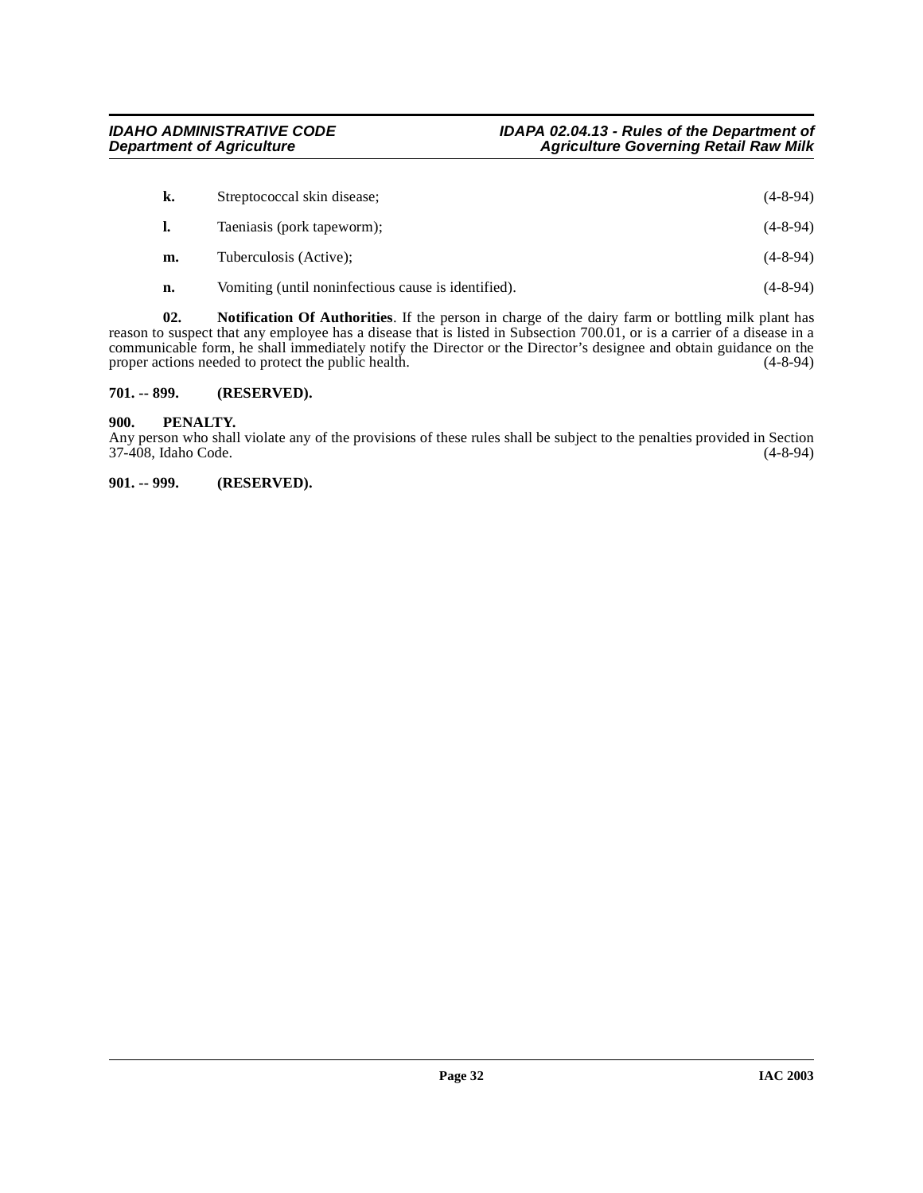**k.** Streptococcal skin disease; (4-8-94)

**l.** Taeniasis (pork tapeworm); (4-8-94)

**m.** Tuberculosis (Active); (4-8-94)

**n.** Vomiting (until noninfectious cause is identified). (4-8-94)

**02. Notification Of Authorities**. If the person in charge of the dairy farm or bottling milk plant has reason to suspect that any employee has a disease that is listed in Subsection 700.01, or is a carrier of a disease in a communicable form, he shall immediately notify the Director or the Director's designee and obtain guidance on the proper actions needed to protect the public health. (4-8-94)

### 701. -- 899. (RESERVED).

### 900. PENALTY.

Any person who shall violate any of the provisions of these rules shall be subject to the penalties provided in Section 37-408, Idaho Code. (4-8-94)

### 901. -- 999. (RESERVED).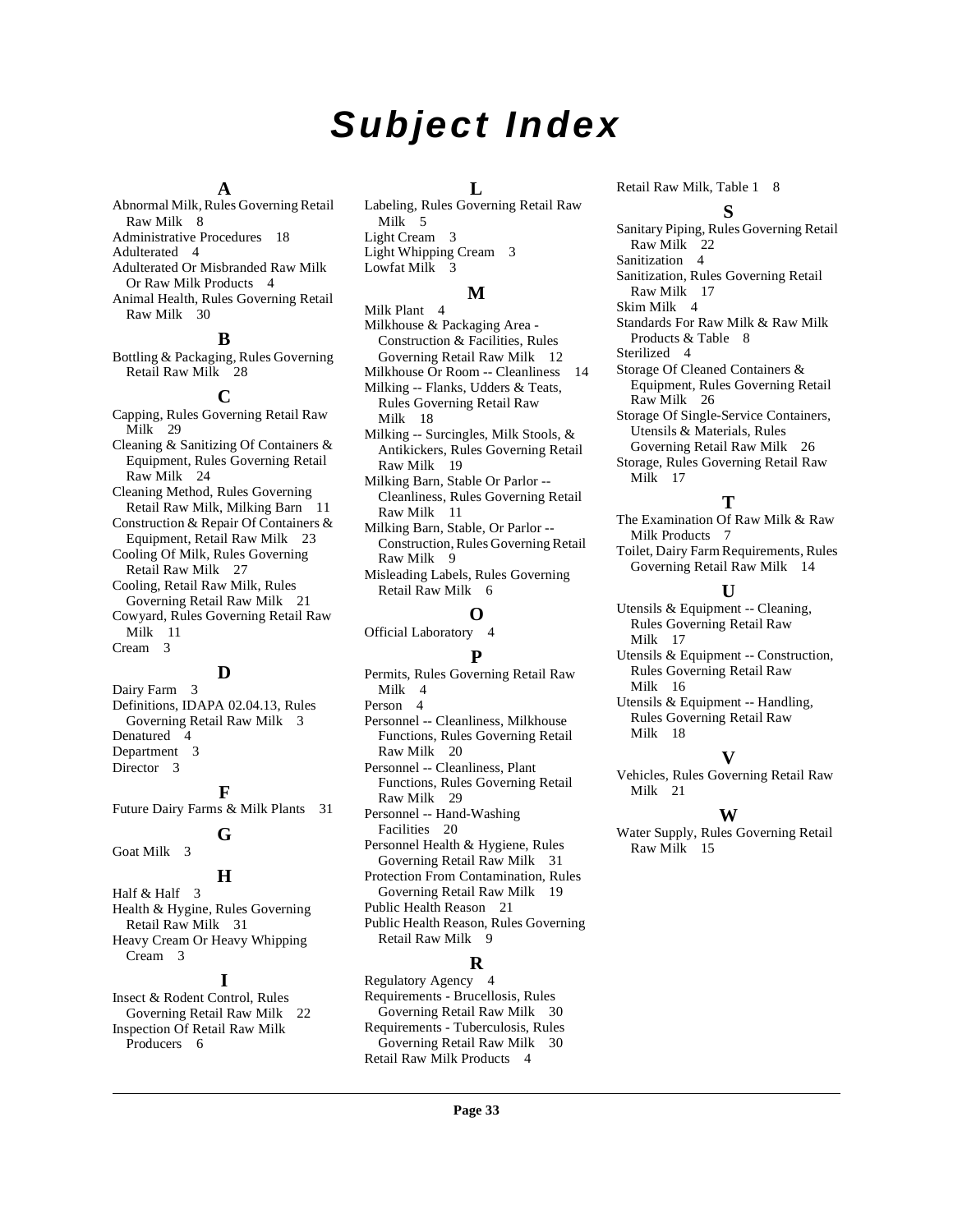# Subject Index

## A

Abnormal Milk, Rules Governing Retail Raw Milk 8
Administrative Procedures 18
Adulterated 4
Adulterated Or Misbranded Raw Milk Or Raw Milk Products 4
Animal Health, Rules Governing Retail Raw Milk 30

## B

Bottling & Packaging, Rules Governing Retail Raw Milk 28

## C

Capping, Rules Governing Retail Raw Milk 29
Cleaning & Sanitizing Of Containers & Equipment, Rules Governing Retail Raw Milk 24
Cleaning Method, Rules Governing Retail Raw Milk, Milking Barn 11
Construction & Repair Of Containers & Equipment, Retail Raw Milk 23
Cooling Of Milk, Rules Governing Retail Raw Milk 27
Cooling, Retail Raw Milk, Rules Governing Retail Raw Milk 21
Cowyard, Rules Governing Retail Raw Milk 11
Cream 3

## D

Dairy Farm 3
Definitions, IDAPA 02.04.13, Rules Governing Retail Raw Milk 3
Denatured 4
Department 3
Director 3

## F

Future Dairy Farms & Milk Plants 31

## G

Goat Milk 3

## H

Half & Half 3
Health & Hygine, Rules Governing Retail Raw Milk 31
Heavy Cream Or Heavy Whipping Cream 3

## I

Insect & Rodent Control, Rules Governing Retail Raw Milk 22
Inspection Of Retail Raw Milk Producers 6

## L

Labeling, Rules Governing Retail Raw Milk 5
Light Cream 3
Light Whipping Cream 3
Lowfat Milk 3

## M

Milk Plant 4
Milkhouse & Packaging Area - Construction & Facilities, Rules Governing Retail Raw Milk 12
Milkhouse Or Room -- Cleanliness 14
Milking -- Flanks, Udders & Teats, Rules Governing Retail Raw Milk 18
Milking -- Surcingles, Milk Stools, & Antikickers, Rules Governing Retail Raw Milk 19
Milking Barn, Stable Or Parlor -- Cleanliness, Rules Governing Retail Raw Milk 11
Milking Barn, Stable, Or Parlor -- Construction, Rules Governing Retail Raw Milk 9
Misleading Labels, Rules Governing Retail Raw Milk 6

## O

Official Laboratory 4

## P

Permits, Rules Governing Retail Raw Milk 4
Person 4
Personnel -- Cleanliness, Milkhouse Functions, Rules Governing Retail Raw Milk 20
Personnel -- Cleanliness, Plant Functions, Rules Governing Retail Raw Milk 29
Personnel -- Hand-Washing Facilities 20
Personnel Health & Hygiene, Rules Governing Retail Raw Milk 31
Protection From Contamination, Rules Governing Retail Raw Milk 19
Public Health Reason 21
Public Health Reason, Rules Governing Retail Raw Milk 9

## R

Regulatory Agency 4
Requirements - Brucellosis, Rules Governing Retail Raw Milk 30
Requirements - Tuberculosis, Rules Governing Retail Raw Milk 30
Retail Raw Milk Products 4
Retail Raw Milk, Table 1 8

## S

Sanitary Piping, Rules Governing Retail Raw Milk 22
Sanitization 4
Sanitization, Rules Governing Retail Raw Milk 17
Skim Milk 4
Standards For Raw Milk & Raw Milk Products & Table 8
Sterilized 4
Storage Of Cleaned Containers & Equipment, Rules Governing Retail Raw Milk 26
Storage Of Single-Service Containers, Utensils & Materials, Rules Governing Retail Raw Milk 26
Storage, Rules Governing Retail Raw Milk 17

## T

The Examination Of Raw Milk & Raw Milk Products 7
Toilet, Dairy Farm Requirements, Rules Governing Retail Raw Milk 14

## U

Utensils & Equipment -- Cleaning, Rules Governing Retail Raw Milk 17
Utensils & Equipment -- Construction, Rules Governing Retail Raw Milk 16
Utensils & Equipment -- Handling, Rules Governing Retail Raw Milk 18

## V

Vehicles, Rules Governing Retail Raw Milk 21

## W

Water Supply, Rules Governing Retail Raw Milk 15